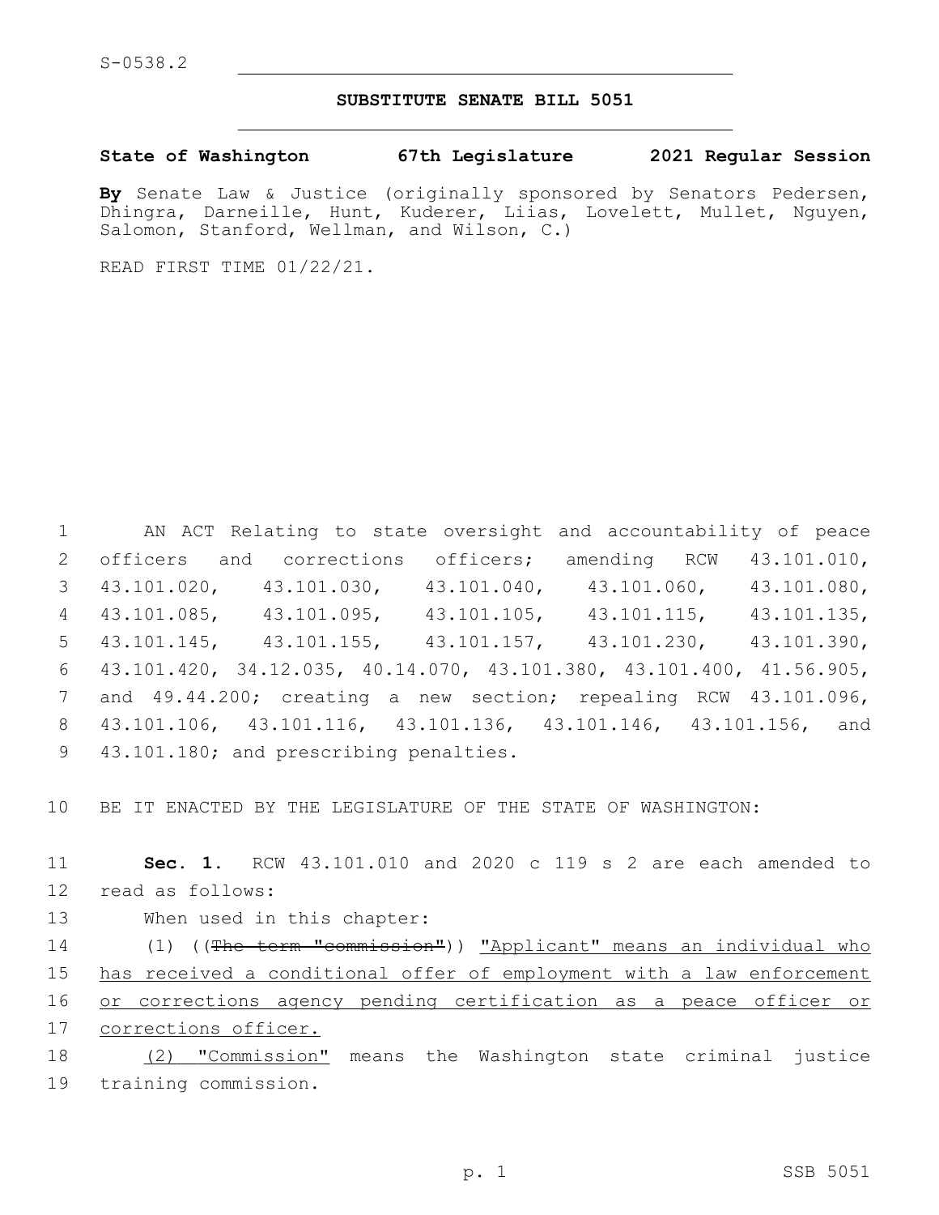S-0538.2

# SUBSTITUTE SENATE BILL 5051

**State of Washington 67th Legislature 2021 Regular Session**

**By** Senate Law & Justice (originally sponsored by Senators Pedersen, Dhingra, Darneille, Hunt, Kuderer, Liias, Lovelett, Mullet, Nguyen, Salomon, Stanford, Wellman, and Wilson, C.)

READ FIRST TIME 01/22/21.

AN ACT Relating to state oversight and accountability of peace officers and corrections officers; amending RCW 43.101.010, 43.101.020, 43.101.030, 43.101.040, 43.101.060, 43.101.080, 43.101.085, 43.101.095, 43.101.105, 43.101.115, 43.101.135, 43.101.145, 43.101.155, 43.101.157, 43.101.230, 43.101.390, 43.101.420, 34.12.035, 40.14.070, 43.101.380, 43.101.400, 41.56.905, and 49.44.200; creating a new section; repealing RCW 43.101.096, 43.101.106, 43.101.116, 43.101.136, 43.101.146, 43.101.156, and 43.101.180; and prescribing penalties.

BE IT ENACTED BY THE LEGISLATURE OF THE STATE OF WASHINGTON:

**Sec. 1.** RCW 43.101.010 and 2020 c 119 s 2 are each amended to read as follows:

When used in this chapter:

(1) ((~~The term "commission"~~)) <u>"Applicant" means an individual who has received a conditional offer of employment with a law enforcement or corrections agency pending certification as a peace officer or corrections officer.</u>

<u>(2)</u> <u>"Commission"</u> means the Washington state criminal justice training commission.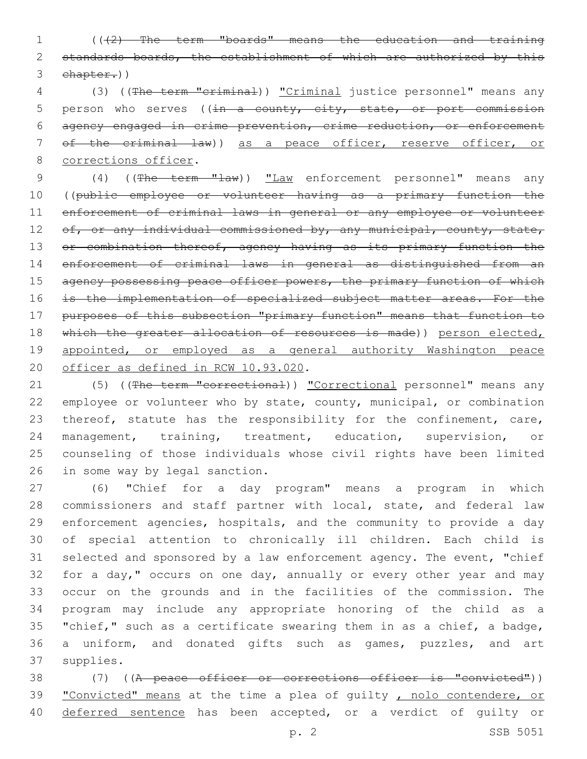(((2) The term "boards" means the education and training standards boards, the establishment of which are authorized by this chapter.))

(3) ((The term "criminal)) "Criminal justice personnel" means any person who serves ((in a county, city, state, or port commission agency engaged in crime prevention, crime reduction, or enforcement of the criminal law)) as a peace officer, reserve officer, or corrections officer.

(4) ((The term "law)) "Law enforcement personnel" means any ((public employee or volunteer having as a primary function the enforcement of criminal laws in general or any employee or volunteer of, or any individual commissioned by, any municipal, county, state, or combination thereof, agency having as its primary function the enforcement of criminal laws in general as distinguished from an agency possessing peace officer powers, the primary function of which is the implementation of specialized subject matter areas. For the purposes of this subsection "primary function" means that function to which the greater allocation of resources is made)) person elected, appointed, or employed as a general authority Washington peace officer as defined in RCW 10.93.020.

(5) ((The term "correctional)) "Correctional personnel" means any employee or volunteer who by state, county, municipal, or combination thereof, statute has the responsibility for the confinement, care, management, training, treatment, education, supervision, or counseling of those individuals whose civil rights have been limited in some way by legal sanction.

(6) "Chief for a day program" means a program in which commissioners and staff partner with local, state, and federal law enforcement agencies, hospitals, and the community to provide a day of special attention to chronically ill children. Each child is selected and sponsored by a law enforcement agency. The event, "chief for a day," occurs on one day, annually or every other year and may occur on the grounds and in the facilities of the commission. The program may include any appropriate honoring of the child as a "chief," such as a certificate swearing them in as a chief, a badge, a uniform, and donated gifts such as games, puzzles, and art supplies.

(7) ((A peace officer or corrections officer is "convicted")) "Convicted" means at the time a plea of guilty , nolo contendere, or deferred sentence has been accepted, or a verdict of guilty or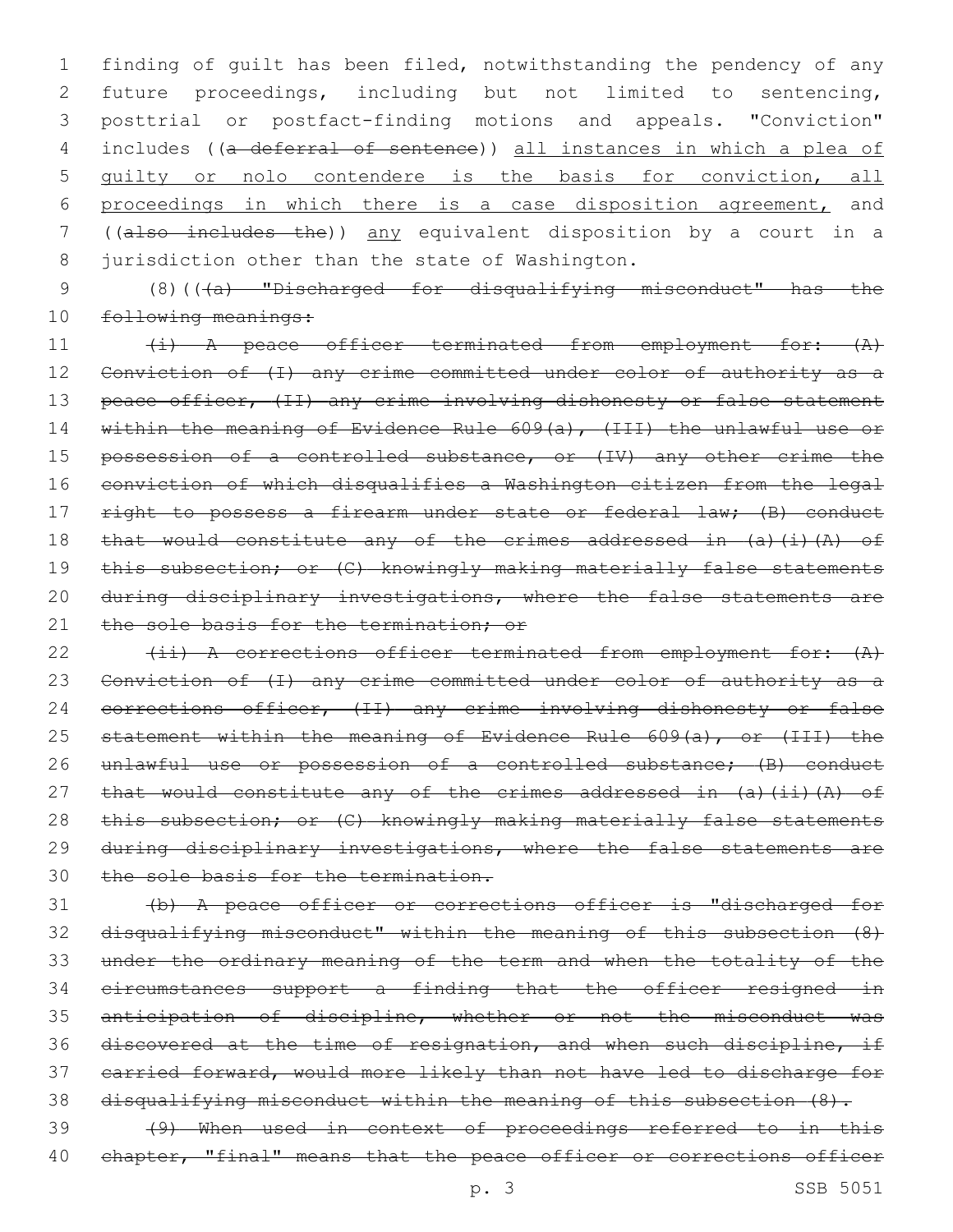finding of guilt has been filed, notwithstanding the pendency of any future proceedings, including but not limited to sentencing, posttrial or postfact-finding motions and appeals. "Conviction" includes ((~~a deferral of sentence~~)) <u>all instances in which a plea of guilty or nolo contendere is the basis for conviction, all proceedings in which there is a case disposition agreement,</u> and ((~~also includes the~~)) <u>any</u> equivalent disposition by a court in a jurisdiction other than the state of Washington.

(8)((~~(a) "Discharged for disqualifying misconduct" has the following meanings:~~

~~(i) A peace officer terminated from employment for: (A) Conviction of (I) any crime committed under color of authority as a peace officer, (II) any crime involving dishonesty or false statement within the meaning of Evidence Rule 609(a), (III) the unlawful use or possession of a controlled substance, or (IV) any other crime the conviction of which disqualifies a Washington citizen from the legal right to possess a firearm under state or federal law; (B) conduct that would constitute any of the crimes addressed in (a)(i)(A) of this subsection; or (C) knowingly making materially false statements during disciplinary investigations, where the false statements are the sole basis for the termination; or~~

~~(ii) A corrections officer terminated from employment for: (A) Conviction of (I) any crime committed under color of authority as a corrections officer, (II) any crime involving dishonesty or false statement within the meaning of Evidence Rule 609(a), or (III) the unlawful use or possession of a controlled substance; (B) conduct that would constitute any of the crimes addressed in (a)(ii)(A) of this subsection; or (C) knowingly making materially false statements during disciplinary investigations, where the false statements are the sole basis for the termination.~~

~~(b) A peace officer or corrections officer is "discharged for disqualifying misconduct" within the meaning of this subsection (8) under the ordinary meaning of the term and when the totality of the circumstances support a finding that the officer resigned in anticipation of discipline, whether or not the misconduct was discovered at the time of resignation, and when such discipline, if carried forward, would more likely than not have led to discharge for disqualifying misconduct within the meaning of this subsection (8).~~

~~(9) When used in context of proceedings referred to in this chapter, "final" means that the peace officer or corrections officer~~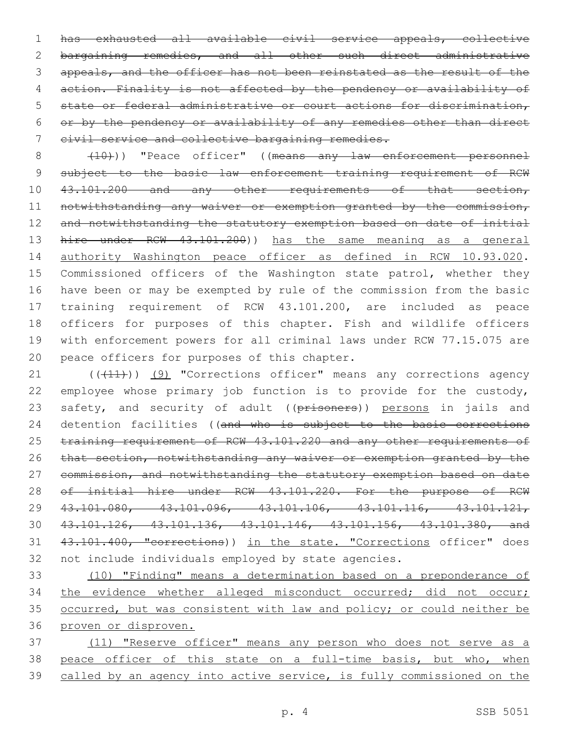~~has exhausted all available civil service appeals, collective bargaining remedies, and all other such direct administrative appeals, and the officer has not been reinstated as the result of the action. Finality is not affected by the pendency or availability of state or federal administrative or court actions for discrimination, or by the pendency or availability of any remedies other than direct civil service and collective bargaining remedies.~~

~~(10)~~)) "Peace officer" ((~~means any law enforcement personnel subject to the basic law enforcement training requirement of RCW 43.101.200 and any other requirements of that section, notwithstanding any waiver or exemption granted by the commission, and notwithstanding the statutory exemption based on date of initial hire under RCW 43.101.200~~)) <u>has the same meaning as a general authority Washington peace officer as defined in RCW 10.93.020</u>. Commissioned officers of the Washington state patrol, whether they have been or may be exempted by rule of the commission from the basic training requirement of RCW 43.101.200, are included as peace officers for purposes of this chapter. Fish and wildlife officers with enforcement powers for all criminal laws under RCW 77.15.075 are peace officers for purposes of this chapter.

((~~(11)~~)) <u>(9)</u> "Corrections officer" means any corrections agency employee whose primary job function is to provide for the custody, safety, and security of adult ((~~prisoners~~)) <u>persons</u> in jails and detention facilities ((~~and who is subject to the basic corrections training requirement of RCW 43.101.220 and any other requirements of that section, notwithstanding any waiver or exemption granted by the commission, and notwithstanding the statutory exemption based on date of initial hire under RCW 43.101.220. For the purpose of RCW 43.101.080, 43.101.096, 43.101.106, 43.101.116, 43.101.121, 43.101.126, 43.101.136, 43.101.146, 43.101.156, 43.101.380, and 43.101.400, "corrections~~)) <u>in the state. "Corrections</u> officer" does not include individuals employed by state agencies.

<u>(10) "Finding" means a determination based on a preponderance of the evidence whether alleged misconduct occurred; did not occur; occurred, but was consistent with law and policy; or could neither be proven or disproven.</u>

<u>(11) "Reserve officer" means any person who does not serve as a peace officer of this state on a full-time basis, but who, when called by an agency into active service, is fully commissioned on the</u>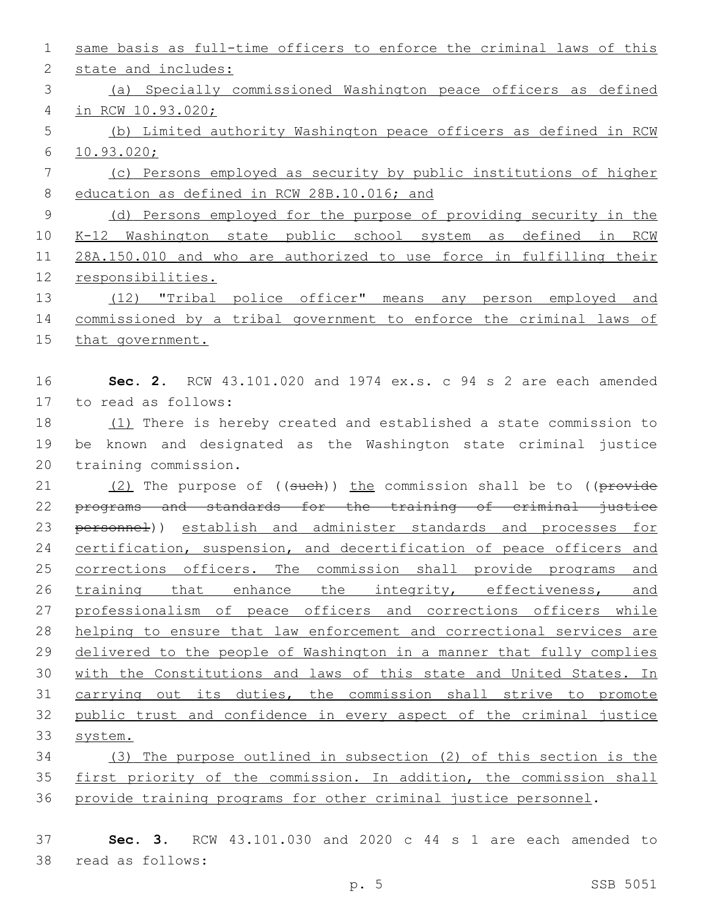same basis as full-time officers to enforce the criminal laws of this state and includes:

(a) Specially commissioned Washington peace officers as defined in RCW 10.93.020;

(b) Limited authority Washington peace officers as defined in RCW 10.93.020;

(c) Persons employed as security by public institutions of higher education as defined in RCW 28B.10.016; and

(d) Persons employed for the purpose of providing security in the K-12 Washington state public school system as defined in RCW 28A.150.010 and who are authorized to use force in fulfilling their responsibilities.

(12) "Tribal police officer" means any person employed and commissioned by a tribal government to enforce the criminal laws of that government.

**Sec. 2.** RCW 43.101.020 and 1974 ex.s. c 94 s 2 are each amended to read as follows:

(1) There is hereby created and established a state commission to be known and designated as the Washington state criminal justice training commission.

(2) The purpose of ((~~such~~)) the commission shall be to ((~~provide programs and standards for the training of criminal justice personnel~~)) establish and administer standards and processes for certification, suspension, and decertification of peace officers and corrections officers. The commission shall provide programs and training that enhance the integrity, effectiveness, and professionalism of peace officers and corrections officers while helping to ensure that law enforcement and correctional services are delivered to the people of Washington in a manner that fully complies with the Constitutions and laws of this state and United States. In carrying out its duties, the commission shall strive to promote public trust and confidence in every aspect of the criminal justice system.

(3) The purpose outlined in subsection (2) of this section is the first priority of the commission. In addition, the commission shall provide training programs for other criminal justice personnel.

**Sec. 3.** RCW 43.101.030 and 2020 c 44 s 1 are each amended to read as follows: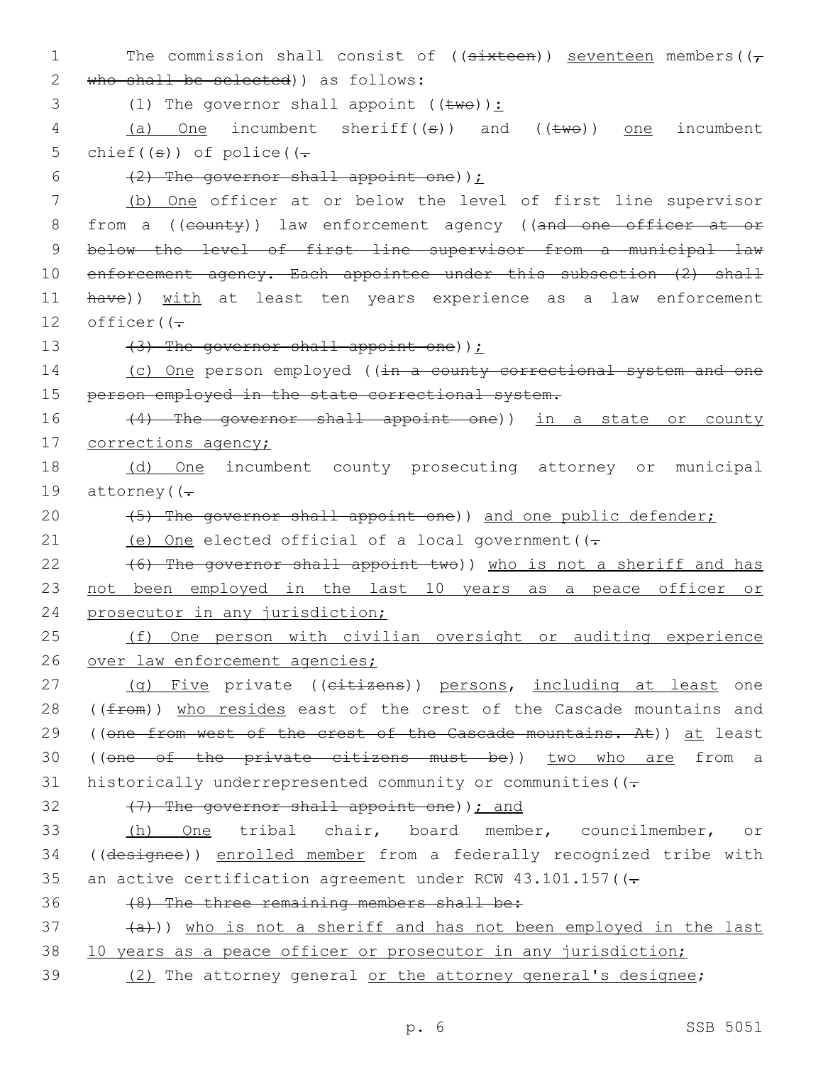The commission shall consist of ((~~sixteen~~)) seventeen members((~~, who shall be selected~~)) as follows:

(1) The governor shall appoint ((~~two~~)):

(a) One incumbent sheriff((~~s~~)) and ((~~two~~)) one incumbent chief((~~s~~)) of police((~~.~~

~~(2) The governor shall appoint one~~));

(b) One officer at or below the level of first line supervisor from a ((~~county~~)) law enforcement agency ((~~and one officer at or below the level of first line supervisor from a municipal law enforcement agency. Each appointee under this subsection (2) shall have~~)) with at least ten years experience as a law enforcement officer((~~.~~

~~(3) The governor shall appoint one~~));

(c) One person employed ((~~in a county correctional system and one person employed in the state correctional system.~~

~~(4) The governor shall appoint one~~)) in a state or county corrections agency;

(d) One incumbent county prosecuting attorney or municipal attorney((~~.~~

~~(5) The governor shall appoint one~~)) and one public defender;

(e) One elected official of a local government((~~.~~

~~(6) The governor shall appoint two~~)) who is not a sheriff and has not been employed in the last 10 years as a peace officer or prosecutor in any jurisdiction;

(f) One person with civilian oversight or auditing experience over law enforcement agencies;

(g) Five private ((~~citizens~~)) persons, including at least one ((~~from~~)) who resides east of the crest of the Cascade mountains and ((~~one from west of the crest of the Cascade mountains. At~~)) at least ((~~one of the private citizens must be~~)) two who are from a historically underrepresented community or communities((~~.~~

~~(7) The governor shall appoint one~~)); and

(h) One tribal chair, board member, councilmember, or ((~~designee~~)) enrolled member from a federally recognized tribe with an active certification agreement under RCW 43.101.157((~~.~~

~~(8) The three remaining members shall be:~~

~~(a)~~)) who is not a sheriff and has not been employed in the last 10 years as a peace officer or prosecutor in any jurisdiction;

(2) The attorney general or the attorney general's designee;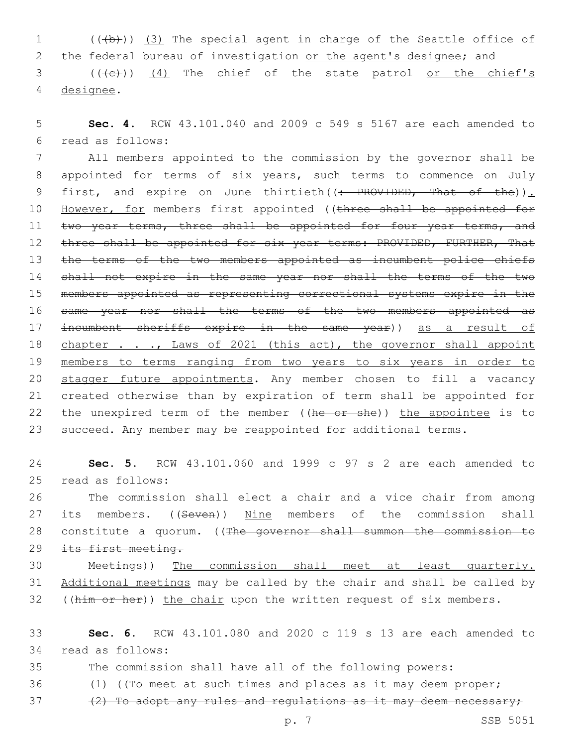(((b))) (3) The special agent in charge of the Seattle office of the federal bureau of investigation or the agent's designee; and

(((c))) (4) The chief of the state patrol or the chief's designee.

**Sec. 4.** RCW 43.101.040 and 2009 c 549 s 5167 are each amended to read as follows:

All members appointed to the commission by the governor shall be appointed for terms of six years, such terms to commence on July first, and expire on June thirtieth((: PROVIDED, That of the)). However, for members first appointed ((three shall be appointed for two year terms, three shall be appointed for four year terms, and three shall be appointed for six year terms: PROVIDED, FURTHER, That the terms of the two members appointed as incumbent police chiefs shall not expire in the same year nor shall the terms of the two members appointed as representing correctional systems expire in the same year nor shall the terms of the two members appointed as incumbent sheriffs expire in the same year)) as a result of chapter . . ., Laws of 2021 (this act), the governor shall appoint members to terms ranging from two years to six years in order to stagger future appointments. Any member chosen to fill a vacancy created otherwise than by expiration of term shall be appointed for the unexpired term of the member ((he or she)) the appointee is to succeed. Any member may be reappointed for additional terms.

**Sec. 5.** RCW 43.101.060 and 1999 c 97 s 2 are each amended to read as follows:

The commission shall elect a chair and a vice chair from among its members. ((Seven)) Nine members of the commission shall constitute a quorum. ((The governor shall summon the commission to its first meeting.

Meetings)) The commission shall meet at least quarterly. Additional meetings may be called by the chair and shall be called by ((him or her)) the chair upon the written request of six members.

**Sec. 6.** RCW 43.101.080 and 2020 c 119 s 13 are each amended to read as follows:

The commission shall have all of the following powers:

(1) ((To meet at such times and places as it may deem proper;

(2) To adopt any rules and regulations as it may deem necessary;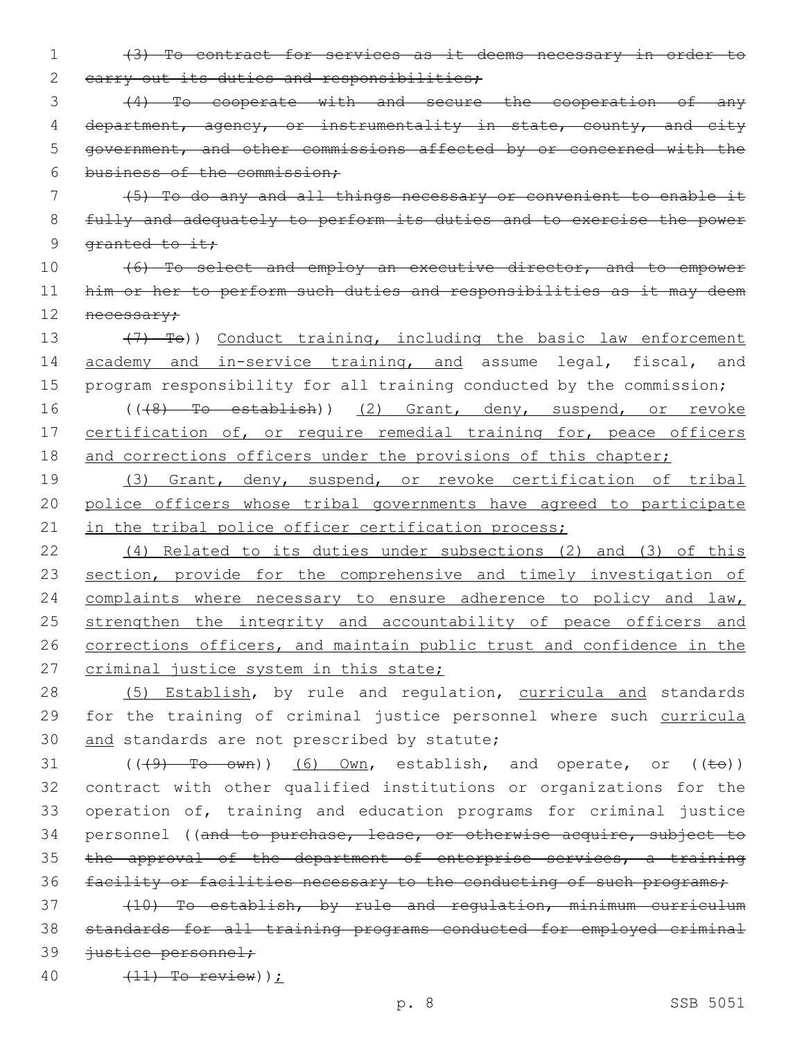~~(3) To contract for services as it deems necessary in order to carry out its duties and responsibilities;~~

~~(4) To cooperate with and secure the cooperation of any department, agency, or instrumentality in state, county, and city government, and other commissions affected by or concerned with the business of the commission;~~

~~(5) To do any and all things necessary or convenient to enable it fully and adequately to perform its duties and to exercise the power granted to it;~~

~~(6) To select and employ an executive director, and to empower him or her to perform such duties and responsibilities as it may deem necessary;~~

~~(7) To~~)) Conduct training, including the basic law enforcement academy and in-service training, and assume legal, fiscal, and program responsibility for all training conducted by the commission;

((~~(8) To establish~~)) (2) Grant, deny, suspend, or revoke certification of, or require remedial training for, peace officers and corrections officers under the provisions of this chapter;

(3) Grant, deny, suspend, or revoke certification of tribal police officers whose tribal governments have agreed to participate in the tribal police officer certification process;

(4) Related to its duties under subsections (2) and (3) of this section, provide for the comprehensive and timely investigation of complaints where necessary to ensure adherence to policy and law, strengthen the integrity and accountability of peace officers and corrections officers, and maintain public trust and confidence in the criminal justice system in this state;

(5) Establish, by rule and regulation, curricula and standards for the training of criminal justice personnel where such curricula and standards are not prescribed by statute;

((~~(9) To own~~)) (6) Own, establish, and operate, or ((~~to~~)) contract with other qualified institutions or organizations for the operation of, training and education programs for criminal justice personnel ((~~and to purchase, lease, or otherwise acquire, subject to the approval of the department of enterprise services, a training facility or facilities necessary to the conducting of such programs;~~

~~(10) To establish, by rule and regulation, minimum curriculum standards for all training programs conducted for employed criminal justice personnel;~~

~~(11) To review~~));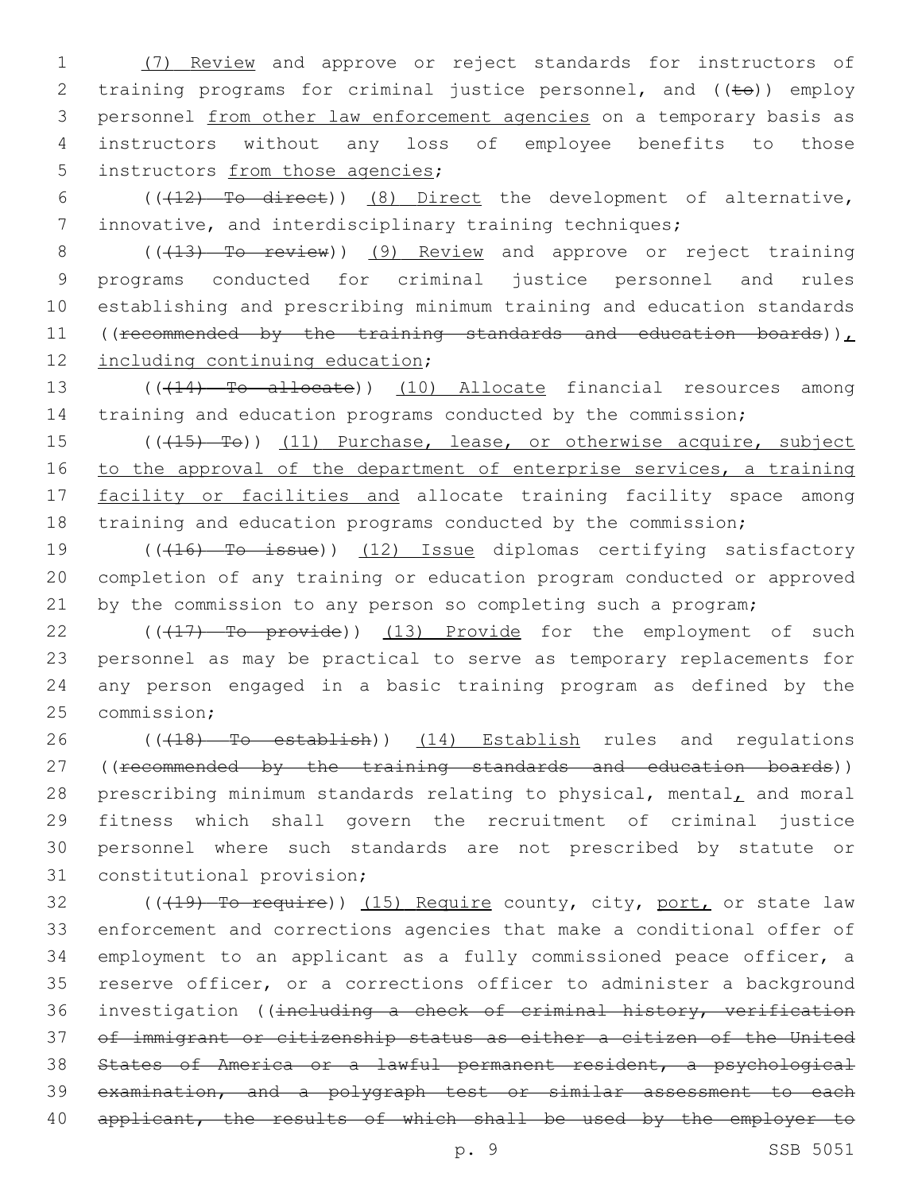(7) Review and approve or reject standards for instructors of training programs for criminal justice personnel, and ((~~to~~)) employ personnel from other law enforcement agencies on a temporary basis as instructors without any loss of employee benefits to those instructors from those agencies;

((~~(12) To direct~~)) (8) Direct the development of alternative, innovative, and interdisciplinary training techniques;

((~~(13) To review~~)) (9) Review and approve or reject training programs conducted for criminal justice personnel and rules establishing and prescribing minimum training and education standards ((~~recommended by the training standards and education boards~~)), including continuing education;

((~~(14) To allocate~~)) (10) Allocate financial resources among training and education programs conducted by the commission;

((~~(15) To~~)) (11) Purchase, lease, or otherwise acquire, subject to the approval of the department of enterprise services, a training facility or facilities and allocate training facility space among training and education programs conducted by the commission;

((~~(16) To issue~~)) (12) Issue diplomas certifying satisfactory completion of any training or education program conducted or approved by the commission to any person so completing such a program;

((~~(17) To provide~~)) (13) Provide for the employment of such personnel as may be practical to serve as temporary replacements for any person engaged in a basic training program as defined by the commission;

((~~(18) To establish~~)) (14) Establish rules and regulations ((~~recommended by the training standards and education boards~~)) prescribing minimum standards relating to physical, mental, and moral fitness which shall govern the recruitment of criminal justice personnel where such standards are not prescribed by statute or constitutional provision;

((~~(19) To require~~)) (15) Require county, city, port, or state law enforcement and corrections agencies that make a conditional offer of employment to an applicant as a fully commissioned peace officer, a reserve officer, or a corrections officer to administer a background investigation ((~~including a check of criminal history, verification of immigrant or citizenship status as either a citizen of the United States of America or a lawful permanent resident, a psychological examination, and a polygraph test or similar assessment to each applicant, the results of which shall be used by the employer to~~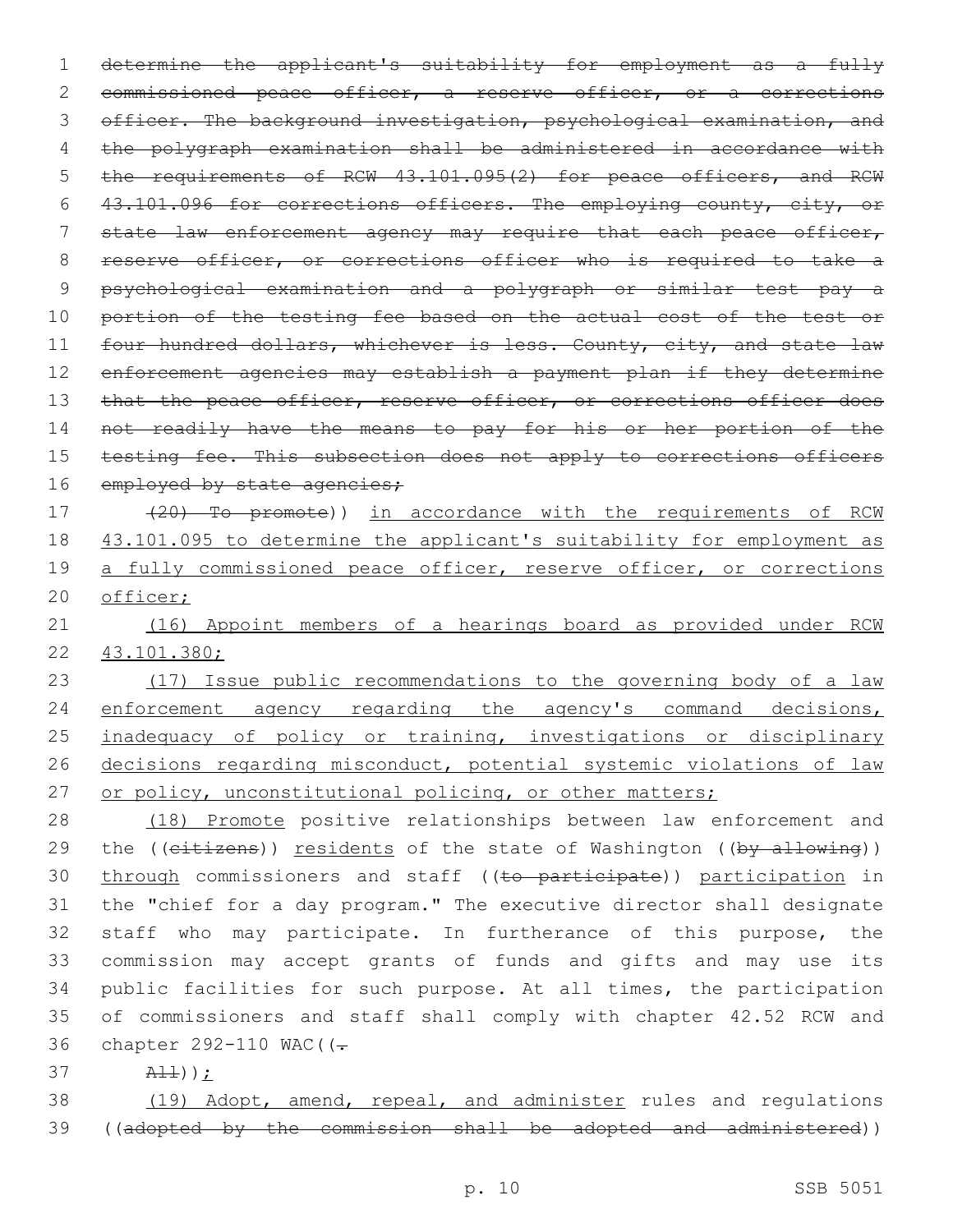~~determine the applicant's suitability for employment as a fully commissioned peace officer, a reserve officer, or a corrections officer. The background investigation, psychological examination, and the polygraph examination shall be administered in accordance with the requirements of RCW 43.101.095(2) for peace officers, and RCW 43.101.096 for corrections officers. The employing county, city, or state law enforcement agency may require that each peace officer, reserve officer, or corrections officer who is required to take a psychological examination and a polygraph or similar test pay a portion of the testing fee based on the actual cost of the test or four hundred dollars, whichever is less. County, city, and state law enforcement agencies may establish a payment plan if they determine that the peace officer, reserve officer, or corrections officer does not readily have the means to pay for his or her portion of the testing fee. This subsection does not apply to corrections officers employed by state agencies;~~

((~~(20) To promote~~)) <u>in accordance with the requirements of RCW 43.101.095 to determine the applicant's suitability for employment as a fully commissioned peace officer, reserve officer, or corrections officer;</u>

<u>(16) Appoint members of a hearings board as provided under RCW 43.101.380;</u>

<u>(17) Issue public recommendations to the governing body of a law enforcement agency regarding the agency's command decisions, inadequacy of policy or training, investigations or disciplinary decisions regarding misconduct, potential systemic violations of law or policy, unconstitutional policing, or other matters;</u>

<u>(18) Promote</u> positive relationships between law enforcement and the ((~~citizens~~)) <u>residents</u> of the state of Washington ((~~by allowing~~)) <u>through</u> commissioners and staff ((~~to participate~~)) <u>participation</u> in the "chief for a day program." The executive director shall designate staff who may participate. In furtherance of this purpose, the commission may accept grants of funds and gifts and may use its public facilities for such purpose. At all times, the participation of commissioners and staff shall comply with chapter 42.52 RCW and chapter 292-110 WAC((~~.~~

~~All~~))<u>;</u>

<u>(19) Adopt, amend, repeal, and administer</u> rules and regulations ((~~adopted by the commission shall be adopted and administered~~))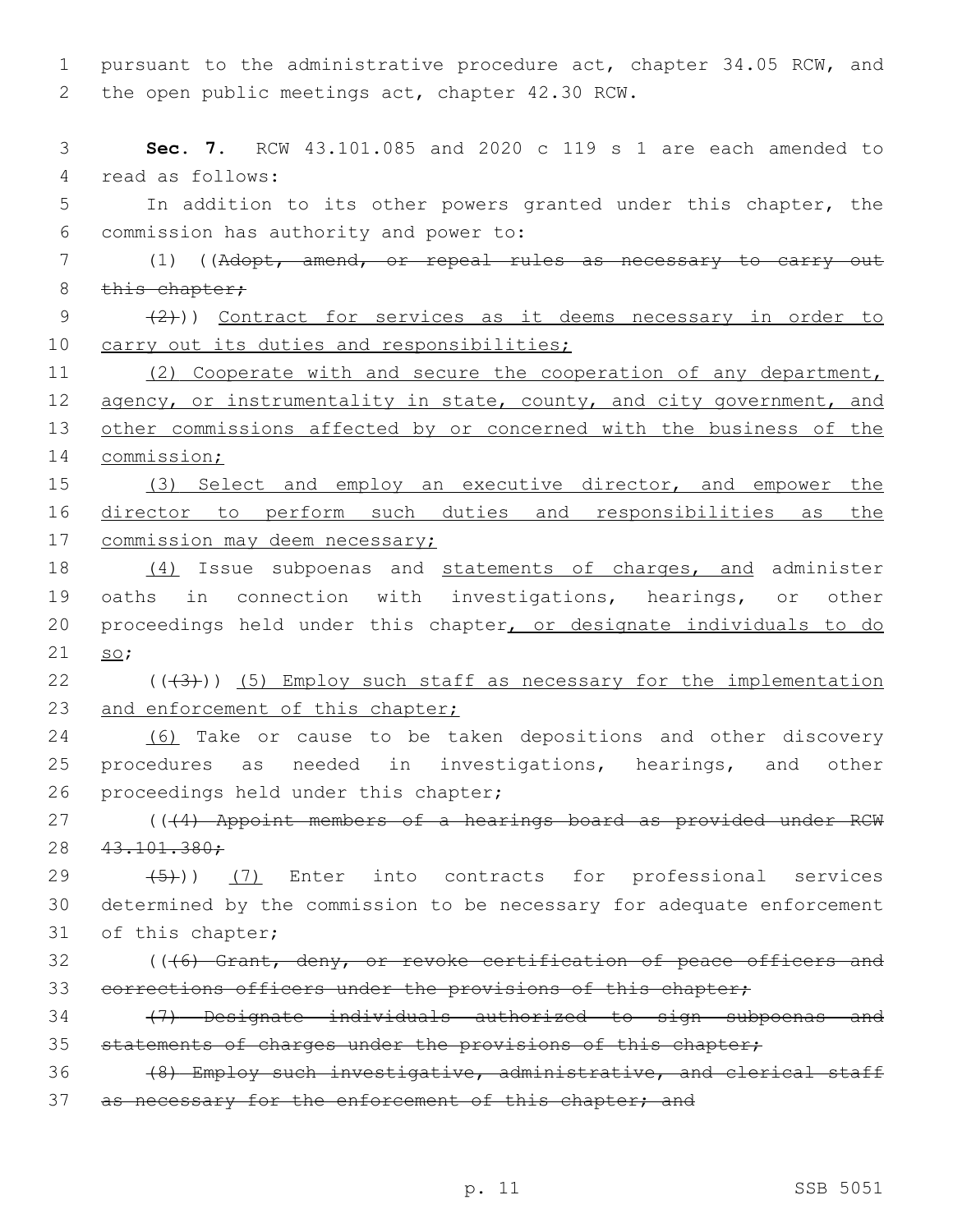pursuant to the administrative procedure act, chapter 34.05 RCW, and the open public meetings act, chapter 42.30 RCW.

**Sec. 7.** RCW 43.101.085 and 2020 c 119 s 1 are each amended to read as follows:

In addition to its other powers granted under this chapter, the commission has authority and power to:

(1) ((~~Adopt, amend, or repeal rules as necessary to carry out this chapter;~~

~~(2)~~)) <u>Contract for services as it deems necessary in order to carry out its duties and responsibilities;</u>

<u>(2) Cooperate with and secure the cooperation of any department, agency, or instrumentality in state, county, and city government, and other commissions affected by or concerned with the business of the commission;</u>

<u>(3) Select and employ an executive director, and empower the director to perform such duties and responsibilities as the commission may deem necessary;</u>

<u>(4)</u> Issue subpoenas and <u>statements of charges, and</u> administer oaths in connection with investigations, hearings, or other proceedings held under this chapter<u>, or designate individuals to do so</u>;

((~~(3)~~)) <u>(5) Employ such staff as necessary for the implementation and enforcement of this chapter;</u>

<u>(6)</u> Take or cause to be taken depositions and other discovery procedures as needed in investigations, hearings, and other proceedings held under this chapter;

((~~(4) Appoint members of a hearings board as provided under RCW 43.101.380;~~

~~(5)~~)) <u>(7)</u> Enter into contracts for professional services determined by the commission to be necessary for adequate enforcement of this chapter;

((~~(6) Grant, deny, or revoke certification of peace officers and corrections officers under the provisions of this chapter;~~

~~(7) Designate individuals authorized to sign subpoenas and statements of charges under the provisions of this chapter;~~

~~(8) Employ such investigative, administrative, and clerical staff as necessary for the enforcement of this chapter; and~~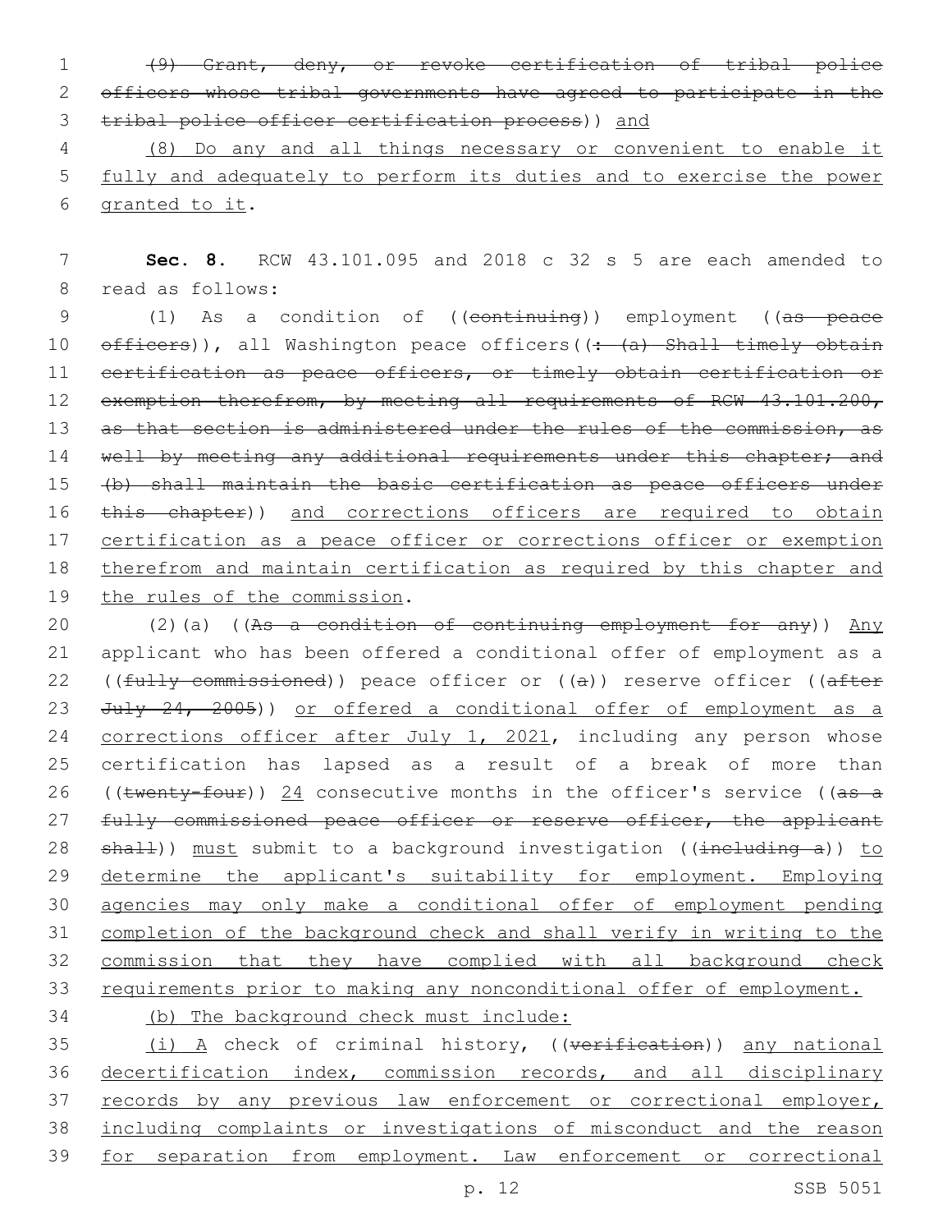(9) Grant, deny, or revoke certification of tribal police officers whose tribal governments have agreed to participate in the tribal police officer certification process)) and

(8) Do any and all things necessary or convenient to enable it fully and adequately to perform its duties and to exercise the power granted to it.

**Sec. 8.** RCW 43.101.095 and 2018 c 32 s 5 are each amended to read as follows:

(1) As a condition of ((continuing)) employment ((as peace officers)), all Washington peace officers((: (a) Shall timely obtain certification as peace officers, or timely obtain certification or exemption therefrom, by meeting all requirements of RCW 43.101.200, as that section is administered under the rules of the commission, as well by meeting any additional requirements under this chapter; and (b) shall maintain the basic certification as peace officers under this chapter)) and corrections officers are required to obtain certification as a peace officer or corrections officer or exemption therefrom and maintain certification as required by this chapter and the rules of the commission.

(2)(a) ((As a condition of continuing employment for any)) Any applicant who has been offered a conditional offer of employment as a ((fully commissioned)) peace officer or ((a)) reserve officer ((after July 24, 2005)) or offered a conditional offer of employment as a corrections officer after July 1, 2021, including any person whose certification has lapsed as a result of a break of more than ((twenty-four)) 24 consecutive months in the officer's service ((as a fully commissioned peace officer or reserve officer, the applicant shall)) must submit to a background investigation ((including a)) to determine the applicant's suitability for employment. Employing agencies may only make a conditional offer of employment pending completion of the background check and shall verify in writing to the commission that they have complied with all background check requirements prior to making any nonconditional offer of employment.

(b) The background check must include:

(i) A check of criminal history, ((verification)) any national decertification index, commission records, and all disciplinary records by any previous law enforcement or correctional employer, including complaints or investigations of misconduct and the reason for separation from employment. Law enforcement or correctional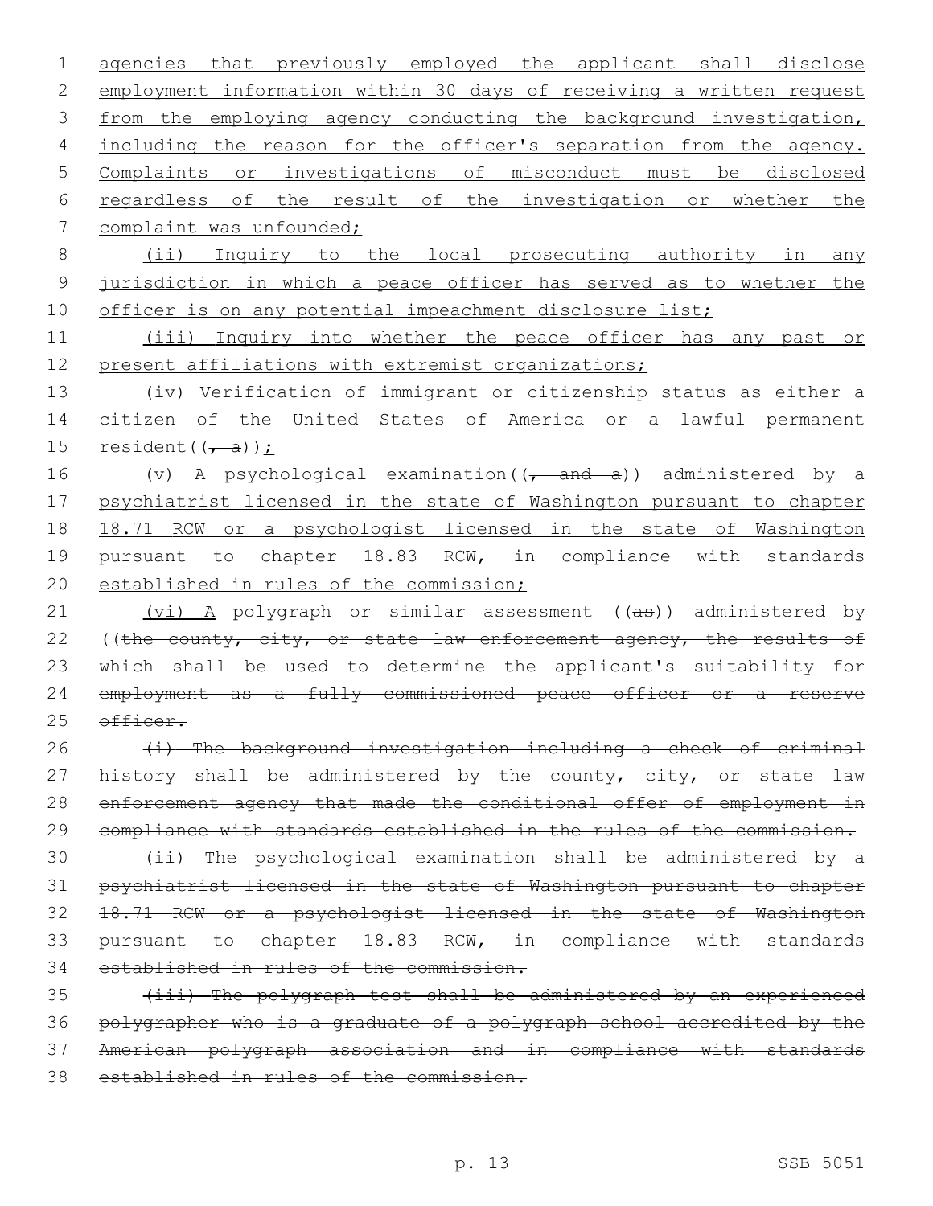agencies that previously employed the applicant shall disclose employment information within 30 days of receiving a written request from the employing agency conducting the background investigation, including the reason for the officer's separation from the agency. Complaints or investigations of misconduct must be disclosed regardless of the result of the investigation or whether the complaint was unfounded;

(ii) Inquiry to the local prosecuting authority in any jurisdiction in which a peace officer has served as to whether the officer is on any potential impeachment disclosure list;

(iii) Inquiry into whether the peace officer has any past or present affiliations with extremist organizations;

(iv) Verification of immigrant or citizenship status as either a citizen of the United States of America or a lawful permanent resident((, a));

(v) A psychological examination((, and a)) administered by a psychiatrist licensed in the state of Washington pursuant to chapter 18.71 RCW or a psychologist licensed in the state of Washington pursuant to chapter 18.83 RCW, in compliance with standards established in rules of the commission;

(vi) A polygraph or similar assessment ((as)) administered by ((the county, city, or state law enforcement agency, the results of which shall be used to determine the applicant's suitability for employment as a fully commissioned peace officer or a reserve officer.

(i) The background investigation including a check of criminal history shall be administered by the county, city, or state law enforcement agency that made the conditional offer of employment in compliance with standards established in the rules of the commission.

(ii) The psychological examination shall be administered by a psychiatrist licensed in the state of Washington pursuant to chapter 18.71 RCW or a psychologist licensed in the state of Washington pursuant to chapter 18.83 RCW, in compliance with standards established in rules of the commission.

(iii) The polygraph test shall be administered by an experienced polygrapher who is a graduate of a polygraph school accredited by the American polygraph association and in compliance with standards established in rules of the commission.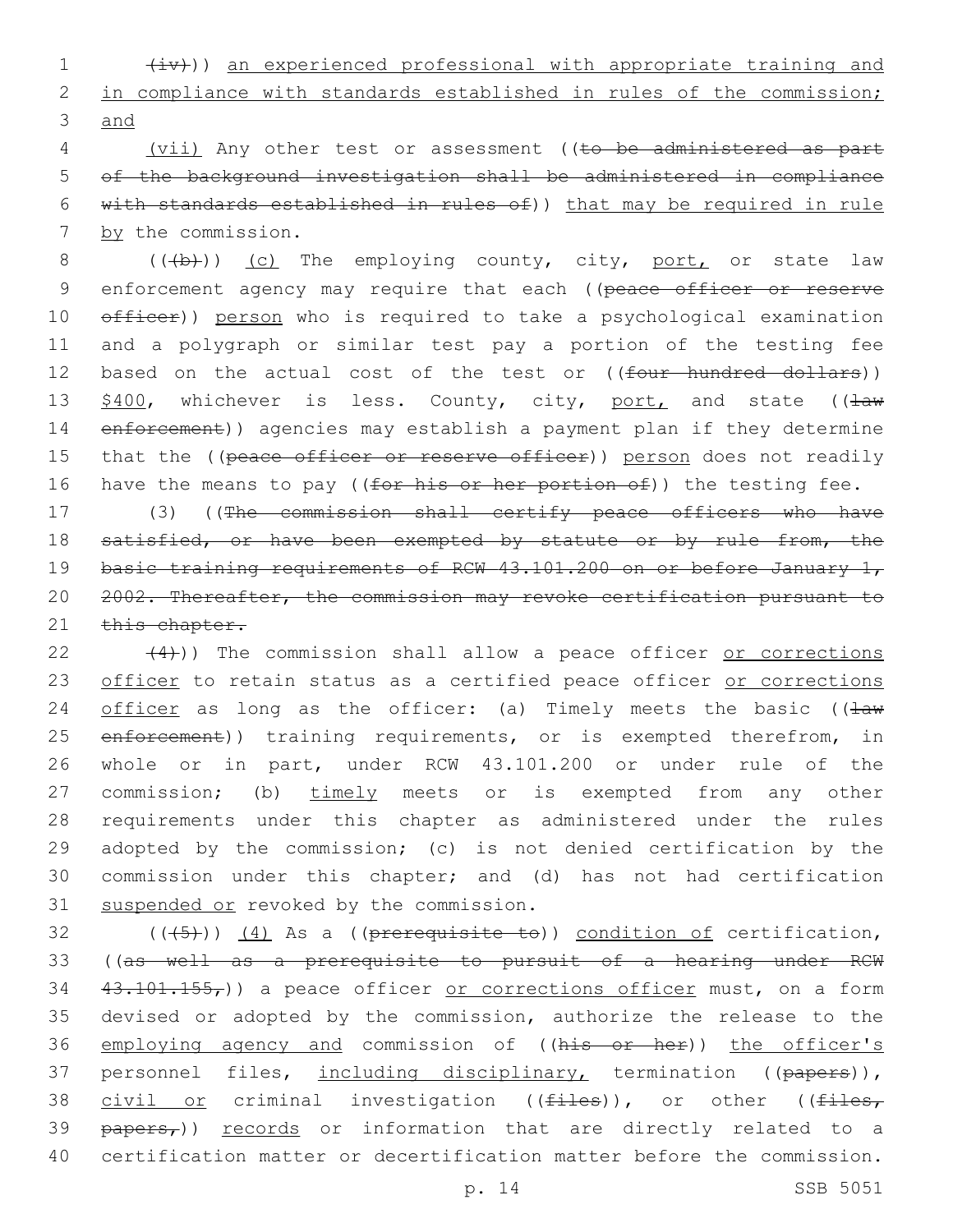(iv))) an experienced professional with appropriate training and in compliance with standards established in rules of the commission; and

(vii) Any other test or assessment ((to be administered as part of the background investigation shall be administered in compliance with standards established in rules of)) that may be required in rule by the commission.

(((b))) (c) The employing county, city, port, or state law enforcement agency may require that each ((peace officer or reserve officer)) person who is required to take a psychological examination and a polygraph or similar test pay a portion of the testing fee based on the actual cost of the test or ((four hundred dollars)) $400, whichever is less. County, city, port, and state ((law enforcement)) agencies may establish a payment plan if they determine that the ((peace officer or reserve officer)) person does not readily have the means to pay ((for his or her portion of)) the testing fee.

(3) ((The commission shall certify peace officers who have satisfied, or have been exempted by statute or by rule from, the basic training requirements of RCW 43.101.200 on or before January 1, 2002. Thereafter, the commission may revoke certification pursuant to this chapter.

(4))) The commission shall allow a peace officer or corrections officer to retain status as a certified peace officer or corrections officer as long as the officer: (a) Timely meets the basic ((law enforcement)) training requirements, or is exempted therefrom, in whole or in part, under RCW 43.101.200 or under rule of the commission; (b) timely meets or is exempted from any other requirements under this chapter as administered under the rules adopted by the commission; (c) is not denied certification by the commission under this chapter; and (d) has not had certification suspended or revoked by the commission.

(((5))) (4) As a ((prerequisite to)) condition of certification, ((as well as a prerequisite to pursuit of a hearing under RCW 43.101.155,)) a peace officer or corrections officer must, on a form devised or adopted by the commission, authorize the release to the employing agency and commission of ((his or her)) the officer's personnel files, including disciplinary, termination ((papers)), civil or criminal investigation ((files)), or other ((files, papers,)) records or information that are directly related to a certification matter or decertification matter before the commission.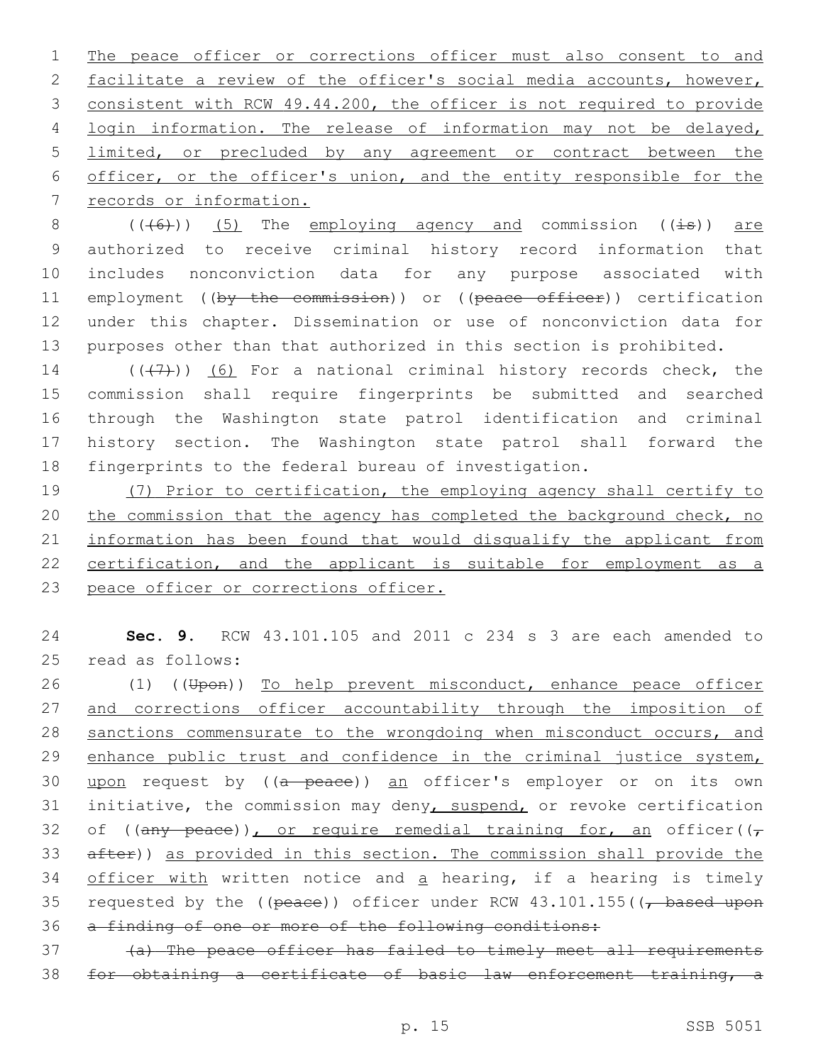The peace officer or corrections officer must also consent to and facilitate a review of the officer's social media accounts, however, consistent with RCW 49.44.200, the officer is not required to provide login information. The release of information may not be delayed, limited, or precluded by any agreement or contract between the officer, or the officer's union, and the entity responsible for the records or information.

(((6))) (5) The employing agency and commission ((is)) are authorized to receive criminal history record information that includes nonconviction data for any purpose associated with employment ((by the commission)) or ((peace officer)) certification under this chapter. Dissemination or use of nonconviction data for purposes other than that authorized in this section is prohibited.

(((7))) (6) For a national criminal history records check, the commission shall require fingerprints be submitted and searched through the Washington state patrol identification and criminal history section. The Washington state patrol shall forward the fingerprints to the federal bureau of investigation.

(7) Prior to certification, the employing agency shall certify to the commission that the agency has completed the background check, no information has been found that would disqualify the applicant from certification, and the applicant is suitable for employment as a peace officer or corrections officer.

**Sec. 9.** RCW 43.101.105 and 2011 c 234 s 3 are each amended to read as follows:

(1) ((Upon)) To help prevent misconduct, enhance peace officer and corrections officer accountability through the imposition of sanctions commensurate to the wrongdoing when misconduct occurs, and enhance public trust and confidence in the criminal justice system, upon request by ((a peace)) an officer's employer or on its own initiative, the commission may deny, suspend, or revoke certification of ((any peace)), or require remedial training for, an officer((, after)) as provided in this section. The commission shall provide the officer with written notice and a hearing, if a hearing is timely requested by the ((peace)) officer under RCW 43.101.155((, based upon a finding of one or more of the following conditions:

(a) The peace officer has failed to timely meet all requirements for obtaining a certificate of basic law enforcement training, a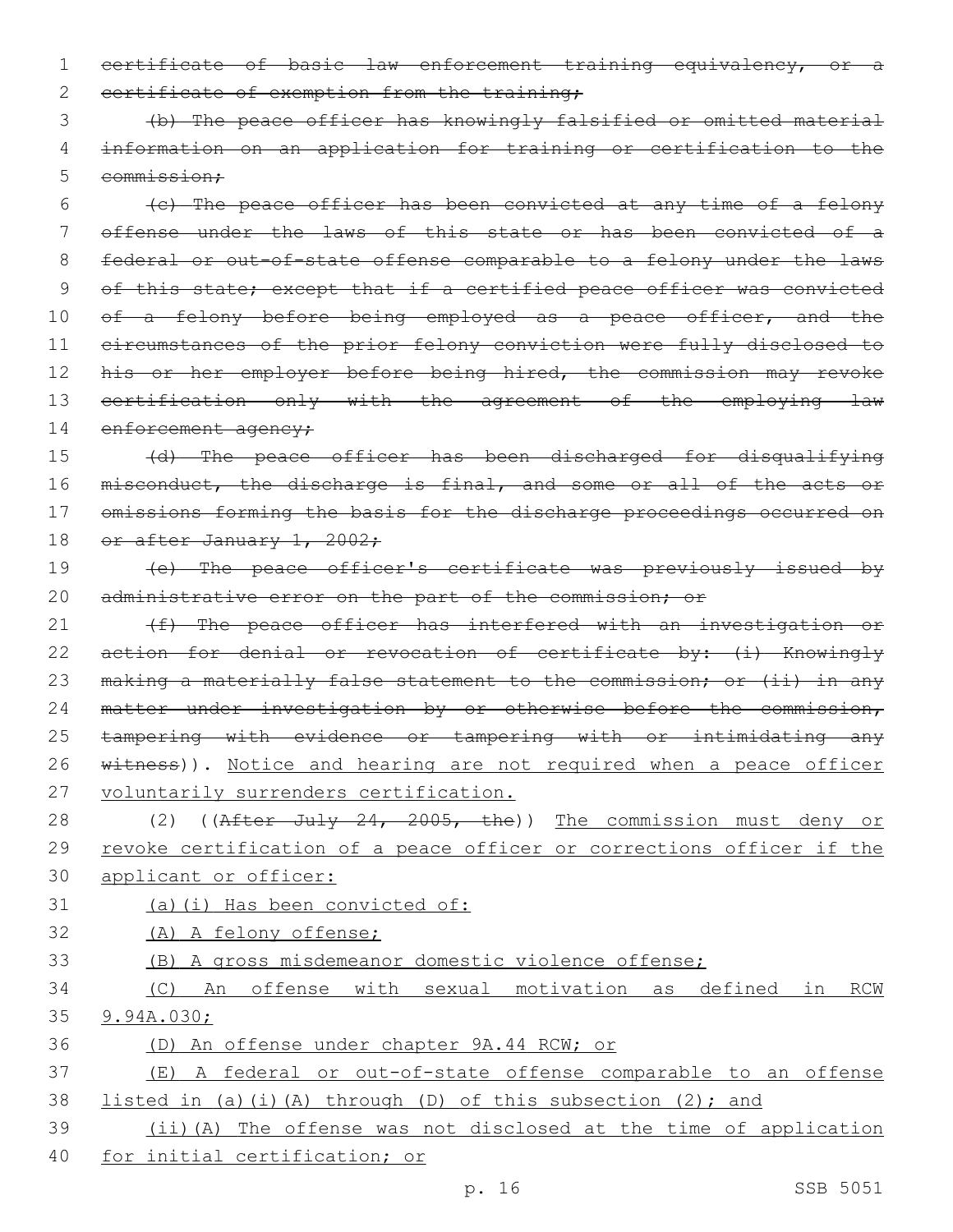~~certificate of basic law enforcement training equivalency, or a certificate of exemption from the training;~~

~~(b) The peace officer has knowingly falsified or omitted material information on an application for training or certification to the commission;~~

~~(c) The peace officer has been convicted at any time of a felony offense under the laws of this state or has been convicted of a federal or out-of-state offense comparable to a felony under the laws of this state; except that if a certified peace officer was convicted of a felony before being employed as a peace officer, and the circumstances of the prior felony conviction were fully disclosed to his or her employer before being hired, the commission may revoke certification only with the agreement of the employing law enforcement agency;~~

~~(d) The peace officer has been discharged for disqualifying misconduct, the discharge is final, and some or all of the acts or omissions forming the basis for the discharge proceedings occurred on or after January 1, 2002;~~

~~(e) The peace officer's certificate was previously issued by administrative error on the part of the commission; or~~

~~(f) The peace officer has interfered with an investigation or action for denial or revocation of certificate by: (i) Knowingly making a materially false statement to the commission; or (ii) in any matter under investigation by or otherwise before the commission, tampering with evidence or tampering with or intimidating any witness~~)). <u>Notice and hearing are not required when a peace officer voluntarily surrenders certification.</u>

(2) ((~~After July 24, 2005, the~~)) <u>The commission must deny or revoke certification of a peace officer or corrections officer if the applicant or officer:</u>

<u>(a)(i) Has been convicted of:</u>

<u>(A) A felony offense;</u>

<u>(B) A gross misdemeanor domestic violence offense;</u>

<u>(C) An offense with sexual motivation as defined in RCW 9.94A.030;</u>

<u>(D) An offense under chapter 9A.44 RCW; or</u>

<u>(E) A federal or out-of-state offense comparable to an offense listed in (a)(i)(A) through (D) of this subsection (2); and</u>

<u>(ii)(A) The offense was not disclosed at the time of application for initial certification; or</u>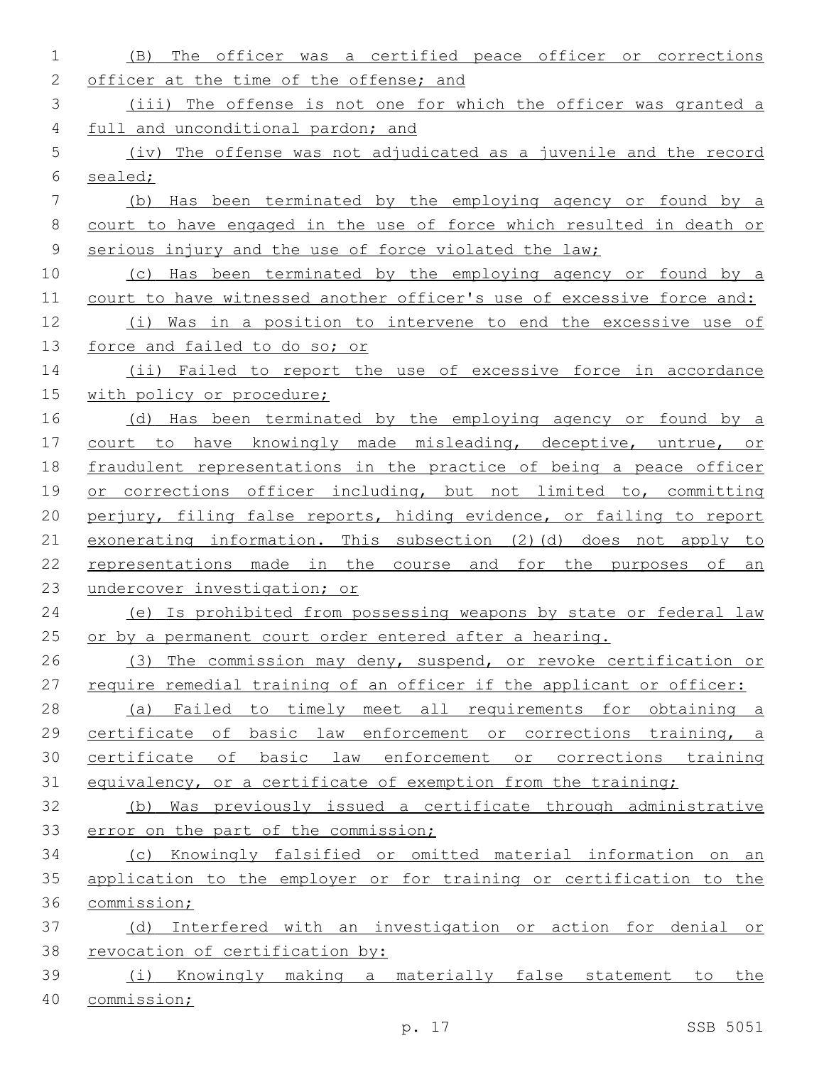(B) The officer was a certified peace officer or corrections officer at the time of the offense; and

(iii) The offense is not one for which the officer was granted a full and unconditional pardon; and

(iv) The offense was not adjudicated as a juvenile and the record sealed;

(b) Has been terminated by the employing agency or found by a court to have engaged in the use of force which resulted in death or serious injury and the use of force violated the law;

(c) Has been terminated by the employing agency or found by a court to have witnessed another officer's use of excessive force and:

(i) Was in a position to intervene to end the excessive use of force and failed to do so; or

(ii) Failed to report the use of excessive force in accordance with policy or procedure;

(d) Has been terminated by the employing agency or found by a court to have knowingly made misleading, deceptive, untrue, or fraudulent representations in the practice of being a peace officer or corrections officer including, but not limited to, committing perjury, filing false reports, hiding evidence, or failing to report exonerating information. This subsection (2)(d) does not apply to representations made in the course and for the purposes of an undercover investigation; or

(e) Is prohibited from possessing weapons by state or federal law or by a permanent court order entered after a hearing.

(3) The commission may deny, suspend, or revoke certification or require remedial training of an officer if the applicant or officer:

(a) Failed to timely meet all requirements for obtaining a certificate of basic law enforcement or corrections training, a certificate of basic law enforcement or corrections training equivalency, or a certificate of exemption from the training;

(b) Was previously issued a certificate through administrative error on the part of the commission;

(c) Knowingly falsified or omitted material information on an application to the employer or for training or certification to the commission;

(d) Interfered with an investigation or action for denial or revocation of certification by:

(i) Knowingly making a materially false statement to the commission;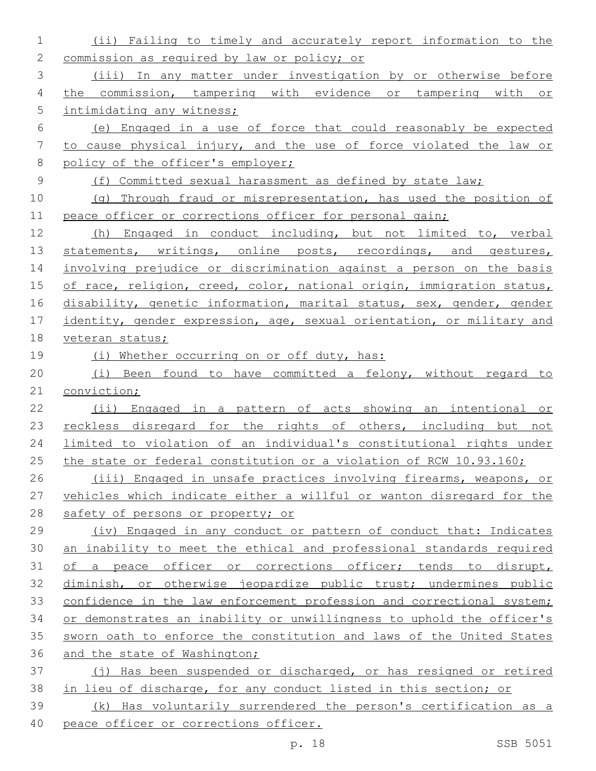(ii) Failing to timely and accurately report information to the commission as required by law or policy; or

(iii) In any matter under investigation by or otherwise before the commission, tampering with evidence or tampering with or intimidating any witness;

(e) Engaged in a use of force that could reasonably be expected to cause physical injury, and the use of force violated the law or policy of the officer's employer;

(f) Committed sexual harassment as defined by state law;

(g) Through fraud or misrepresentation, has used the position of peace officer or corrections officer for personal gain;

(h) Engaged in conduct including, but not limited to, verbal statements, writings, online posts, recordings, and gestures, involving prejudice or discrimination against a person on the basis of race, religion, creed, color, national origin, immigration status, disability, genetic information, marital status, sex, gender, gender identity, gender expression, age, sexual orientation, or military and veteran status;

(i) Whether occurring on or off duty, has:

(i) Been found to have committed a felony, without regard to conviction;

(ii) Engaged in a pattern of acts showing an intentional or reckless disregard for the rights of others, including but not limited to violation of an individual's constitutional rights under the state or federal constitution or a violation of RCW 10.93.160;

(iii) Engaged in unsafe practices involving firearms, weapons, or vehicles which indicate either a willful or wanton disregard for the safety of persons or property; or

(iv) Engaged in any conduct or pattern of conduct that: Indicates an inability to meet the ethical and professional standards required of a peace officer or corrections officer; tends to disrupt, diminish, or otherwise jeopardize public trust; undermines public confidence in the law enforcement profession and correctional system; or demonstrates an inability or unwillingness to uphold the officer's sworn oath to enforce the constitution and laws of the United States and the state of Washington;

(j) Has been suspended or discharged, or has resigned or retired in lieu of discharge, for any conduct listed in this section; or

(k) Has voluntarily surrendered the person's certification as a peace officer or corrections officer.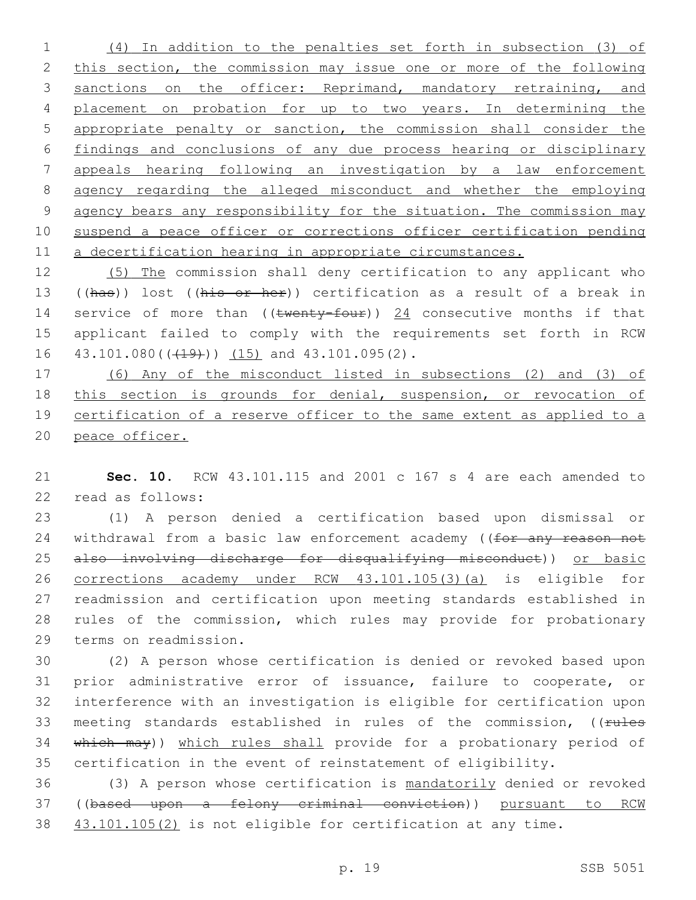(4) In addition to the penalties set forth in subsection (3) of this section, the commission may issue one or more of the following sanctions on the officer: Reprimand, mandatory retraining, and placement on probation for up to two years. In determining the appropriate penalty or sanction, the commission shall consider the findings and conclusions of any due process hearing or disciplinary appeals hearing following an investigation by a law enforcement agency regarding the alleged misconduct and whether the employing agency bears any responsibility for the situation. The commission may suspend a peace officer or corrections officer certification pending a decertification hearing in appropriate circumstances.

(5) The commission shall deny certification to any applicant who ((has)) lost ((his or her)) certification as a result of a break in service of more than ((twenty-four)) 24 consecutive months if that applicant failed to comply with the requirements set forth in RCW 43.101.080(((19))) (15) and 43.101.095(2).

(6) Any of the misconduct listed in subsections (2) and (3) of this section is grounds for denial, suspension, or revocation of certification of a reserve officer to the same extent as applied to a peace officer.

**Sec. 10.** RCW 43.101.115 and 2001 c 167 s 4 are each amended to read as follows:

(1) A person denied a certification based upon dismissal or withdrawal from a basic law enforcement academy ((for any reason not also involving discharge for disqualifying misconduct)) or basic corrections academy under RCW 43.101.105(3)(a) is eligible for readmission and certification upon meeting standards established in rules of the commission, which rules may provide for probationary terms on readmission.

(2) A person whose certification is denied or revoked based upon prior administrative error of issuance, failure to cooperate, or interference with an investigation is eligible for certification upon meeting standards established in rules of the commission, ((rules which may)) which rules shall provide for a probationary period of certification in the event of reinstatement of eligibility.

(3) A person whose certification is mandatorily denied or revoked ((based upon a felony criminal conviction)) pursuant to RCW 43.101.105(2) is not eligible for certification at any time.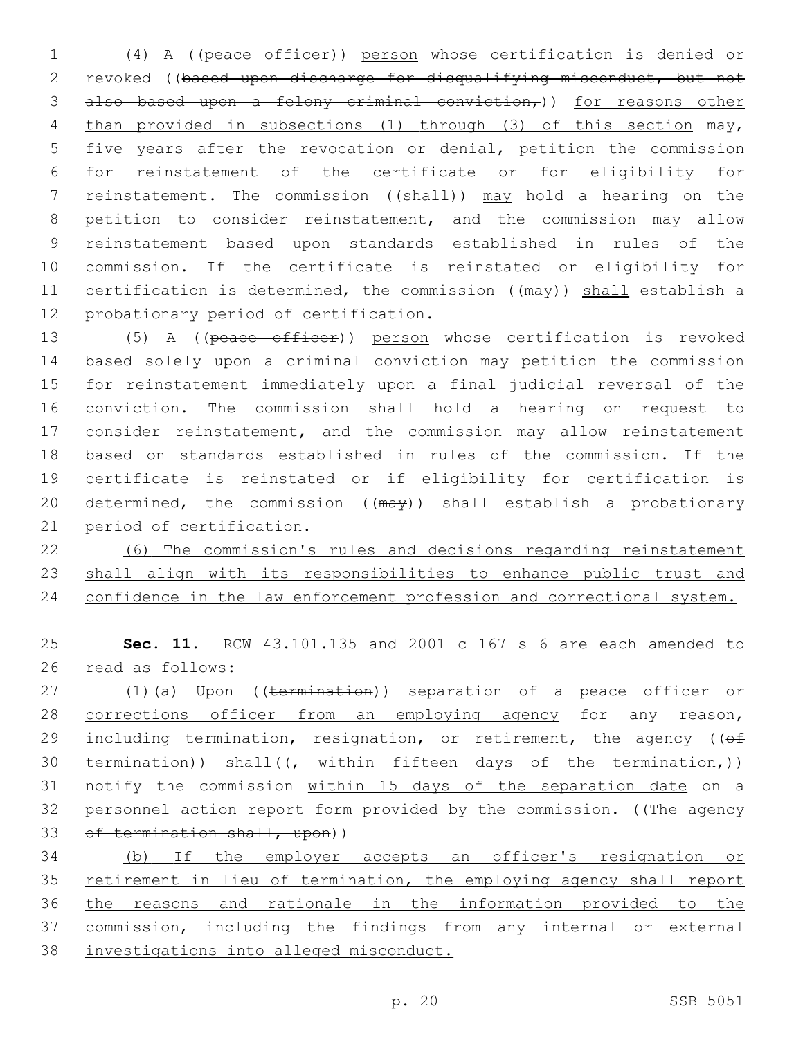(4) A ((~~peace officer~~)) <u>person</u> whose certification is denied or revoked ((~~based upon discharge for disqualifying misconduct, but not also based upon a felony criminal conviction,~~)) <u>for reasons other than provided in subsections (1) through (3) of this section</u> may, five years after the revocation or denial, petition the commission for reinstatement of the certificate or for eligibility for reinstatement. The commission ((~~shall~~)) <u>may</u> hold a hearing on the petition to consider reinstatement, and the commission may allow reinstatement based upon standards established in rules of the commission. If the certificate is reinstated or eligibility for certification is determined, the commission ((~~may~~)) <u>shall</u> establish a probationary period of certification.

(5) A ((~~peace officer~~)) <u>person</u> whose certification is revoked based solely upon a criminal conviction may petition the commission for reinstatement immediately upon a final judicial reversal of the conviction. The commission shall hold a hearing on request to consider reinstatement, and the commission may allow reinstatement based on standards established in rules of the commission. If the certificate is reinstated or if eligibility for certification is determined, the commission ((~~may~~)) <u>shall</u> establish a probationary period of certification.

<u>(6) The commission's rules and decisions regarding reinstatement shall align with its responsibilities to enhance public trust and confidence in the law enforcement profession and correctional system.</u>

**Sec. 11.** RCW 43.101.135 and 2001 c 167 s 6 are each amended to read as follows:

<u>(1)(a)</u> Upon ((~~termination~~)) <u>separation</u> of a peace officer <u>or corrections officer from an employing agency</u> for any reason, including <u>termination,</u> resignation, <u>or retirement,</u> the agency ((~~of termination~~)) shall((~~, within fifteen days of the termination,~~)) notify the commission <u>within 15 days of the separation date</u> on a personnel action report form provided by the commission. ((~~The agency of termination shall, upon~~))

<u>(b) If the employer accepts an officer's resignation or retirement in lieu of termination, the employing agency shall report the reasons and rationale in the information provided to the commission, including the findings from any internal or external investigations into alleged misconduct.</u>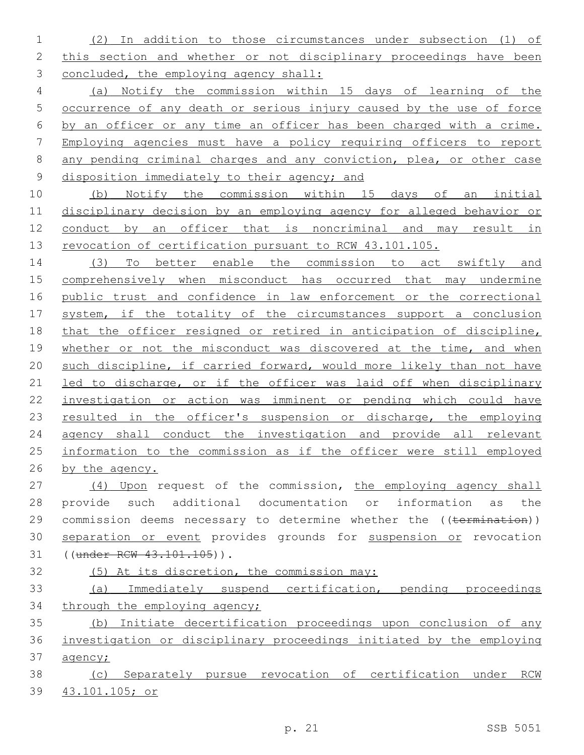(2) In addition to those circumstances under subsection (1) of this section and whether or not disciplinary proceedings have been concluded, the employing agency shall:

(a) Notify the commission within 15 days of learning of the occurrence of any death or serious injury caused by the use of force by an officer or any time an officer has been charged with a crime. Employing agencies must have a policy requiring officers to report any pending criminal charges and any conviction, plea, or other case disposition immediately to their agency; and

(b) Notify the commission within 15 days of an initial disciplinary decision by an employing agency for alleged behavior or conduct by an officer that is noncriminal and may result in revocation of certification pursuant to RCW 43.101.105.

(3) To better enable the commission to act swiftly and comprehensively when misconduct has occurred that may undermine public trust and confidence in law enforcement or the correctional system, if the totality of the circumstances support a conclusion that the officer resigned or retired in anticipation of discipline, whether or not the misconduct was discovered at the time, and when such discipline, if carried forward, would more likely than not have led to discharge, or if the officer was laid off when disciplinary investigation or action was imminent or pending which could have resulted in the officer's suspension or discharge, the employing agency shall conduct the investigation and provide all relevant information to the commission as if the officer were still employed by the agency.

(4) Upon request of the commission, the employing agency shall provide such additional documentation or information as the commission deems necessary to determine whether the ((~~termination~~)) separation or event provides grounds for suspension or revocation ((~~under RCW 43.101.105~~)).

(5) At its discretion, the commission may:

(a) Immediately suspend certification, pending proceedings through the employing agency;

(b) Initiate decertification proceedings upon conclusion of any investigation or disciplinary proceedings initiated by the employing agency;

(c) Separately pursue revocation of certification under RCW 43.101.105; or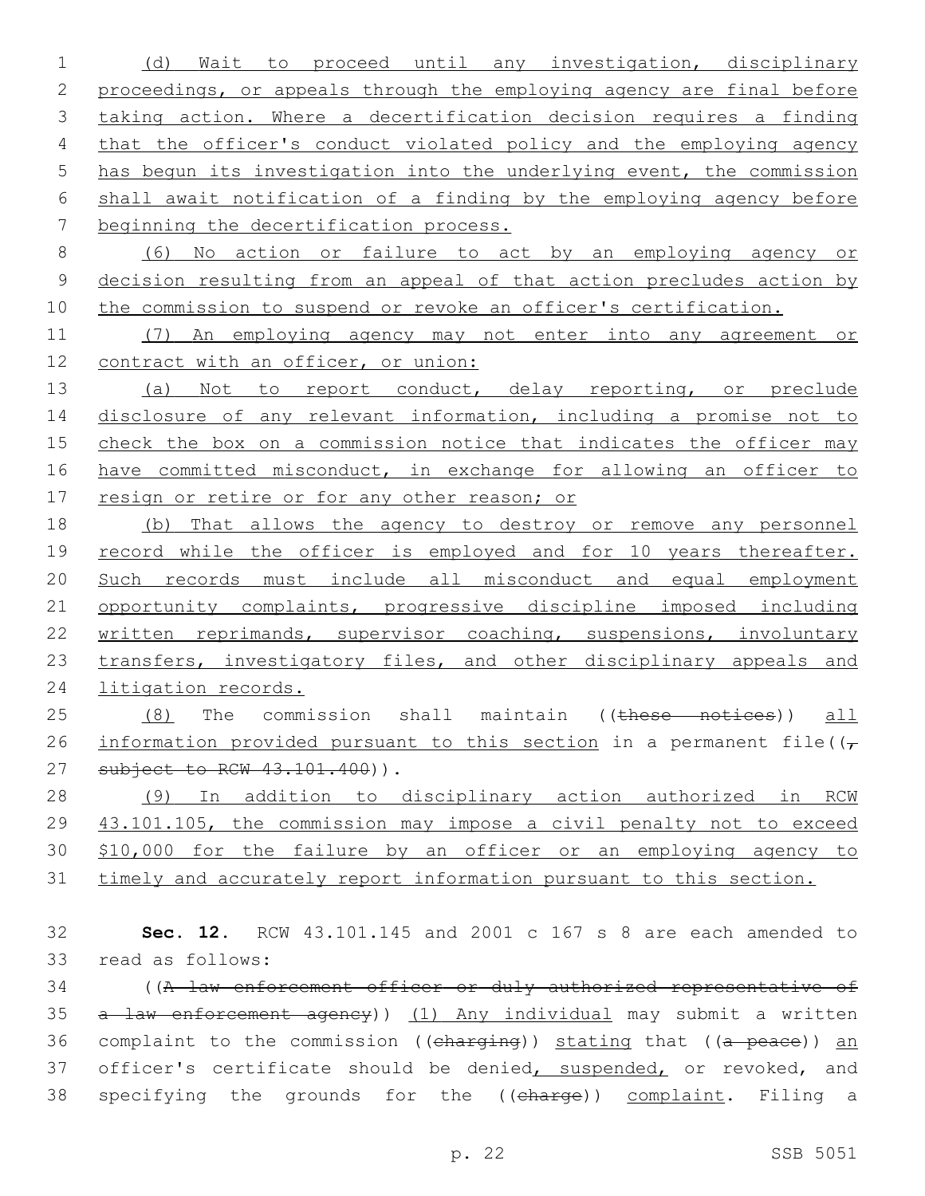(d) Wait to proceed until any investigation, disciplinary proceedings, or appeals through the employing agency are final before taking action. Where a decertification decision requires a finding that the officer's conduct violated policy and the employing agency has begun its investigation into the underlying event, the commission shall await notification of a finding by the employing agency before beginning the decertification process.

(6) No action or failure to act by an employing agency or decision resulting from an appeal of that action precludes action by the commission to suspend or revoke an officer's certification.

(7) An employing agency may not enter into any agreement or contract with an officer, or union:

(a) Not to report conduct, delay reporting, or preclude disclosure of any relevant information, including a promise not to check the box on a commission notice that indicates the officer may have committed misconduct, in exchange for allowing an officer to resign or retire or for any other reason; or

(b) That allows the agency to destroy or remove any personnel record while the officer is employed and for 10 years thereafter. Such records must include all misconduct and equal employment opportunity complaints, progressive discipline imposed including written reprimands, supervisor coaching, suspensions, involuntary transfers, investigatory files, and other disciplinary appeals and litigation records.

(8) The commission shall maintain ((~~these notices~~)) all information provided pursuant to this section in a permanent file((~~, subject to RCW 43.101.400~~)).

(9) In addition to disciplinary action authorized in RCW 43.101.105, the commission may impose a civil penalty not to exceed $10,000 for the failure by an officer or an employing agency to timely and accurately report information pursuant to this section.

**Sec. 12.** RCW 43.101.145 and 2001 c 167 s 8 are each amended to read as follows:

((~~A law enforcement officer or duly authorized representative of a law enforcement agency~~)) (1) Any individual may submit a written complaint to the commission ((~~charging~~)) stating that ((~~a peace~~)) an officer's certificate should be denied, suspended, or revoked, and specifying the grounds for the ((~~charge~~)) complaint. Filing a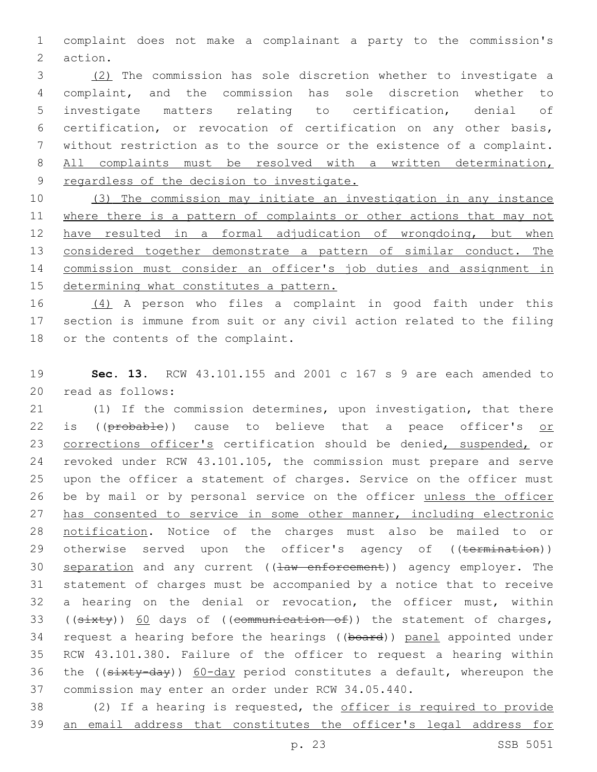complaint does not make a complainant a party to the commission's action.

(2) The commission has sole discretion whether to investigate a complaint, and the commission has sole discretion whether to investigate matters relating to certification, denial of certification, or revocation of certification on any other basis, without restriction as to the source or the existence of a complaint. All complaints must be resolved with a written determination, regardless of the decision to investigate.

(3) The commission may initiate an investigation in any instance where there is a pattern of complaints or other actions that may not have resulted in a formal adjudication of wrongdoing, but when considered together demonstrate a pattern of similar conduct. The commission must consider an officer's job duties and assignment in determining what constitutes a pattern.

(4) A person who files a complaint in good faith under this section is immune from suit or any civil action related to the filing or the contents of the complaint.

**Sec. 13.** RCW 43.101.155 and 2001 c 167 s 9 are each amended to read as follows:

(1) If the commission determines, upon investigation, that there is ((~~probable~~)) cause to believe that a peace officer's or corrections officer's certification should be denied, suspended, or revoked under RCW 43.101.105, the commission must prepare and serve upon the officer a statement of charges. Service on the officer must be by mail or by personal service on the officer unless the officer has consented to service in some other manner, including electronic notification. Notice of the charges must also be mailed to or otherwise served upon the officer's agency of ((~~termination~~)) separation and any current ((~~law enforcement~~)) agency employer. The statement of charges must be accompanied by a notice that to receive a hearing on the denial or revocation, the officer must, within ((~~sixty~~)) 60 days of ((~~communication of~~)) the statement of charges, request a hearing before the hearings ((~~board~~)) panel appointed under RCW 43.101.380. Failure of the officer to request a hearing within the ((~~sixty-day~~)) 60-day period constitutes a default, whereupon the commission may enter an order under RCW 34.05.440.

(2) If a hearing is requested, the officer is required to provide an email address that constitutes the officer's legal address for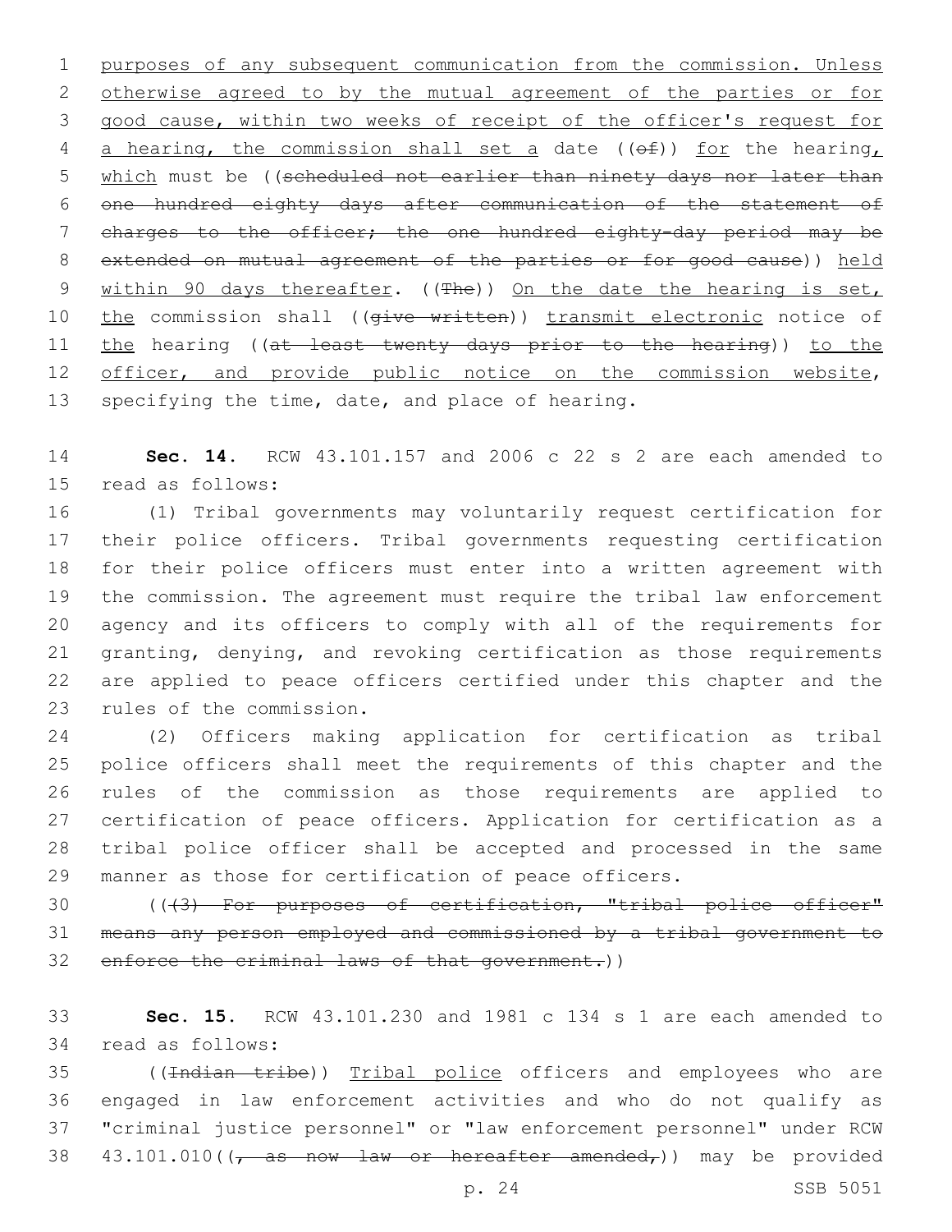purposes of any subsequent communication from the commission. Unless otherwise agreed to by the mutual agreement of the parties or for good cause, within two weeks of receipt of the officer's request for a hearing, the commission shall set a date ((of)) for the hearing, which must be ((scheduled not earlier than ninety days nor later than one hundred eighty days after communication of the statement of charges to the officer; the one hundred eighty-day period may be extended on mutual agreement of the parties or for good cause)) held within 90 days thereafter. ((The)) On the date the hearing is set, the commission shall ((give written)) transmit electronic notice of the hearing ((at least twenty days prior to the hearing)) to the officer, and provide public notice on the commission website, specifying the time, date, and place of hearing.

**Sec. 14.** RCW 43.101.157 and 2006 c 22 s 2 are each amended to read as follows:

(1) Tribal governments may voluntarily request certification for their police officers. Tribal governments requesting certification for their police officers must enter into a written agreement with the commission. The agreement must require the tribal law enforcement agency and its officers to comply with all of the requirements for granting, denying, and revoking certification as those requirements are applied to peace officers certified under this chapter and the rules of the commission.

(2) Officers making application for certification as tribal police officers shall meet the requirements of this chapter and the rules of the commission as those requirements are applied to certification of peace officers. Application for certification as a tribal police officer shall be accepted and processed in the same manner as those for certification of peace officers.

(((3) For purposes of certification, "tribal police officer" means any person employed and commissioned by a tribal government to enforce the criminal laws of that government.))

**Sec. 15.** RCW 43.101.230 and 1981 c 134 s 1 are each amended to read as follows:

((Indian tribe)) Tribal police officers and employees who are engaged in law enforcement activities and who do not qualify as "criminal justice personnel" or "law enforcement personnel" under RCW 43.101.010((, as now law or hereafter amended,)) may be provided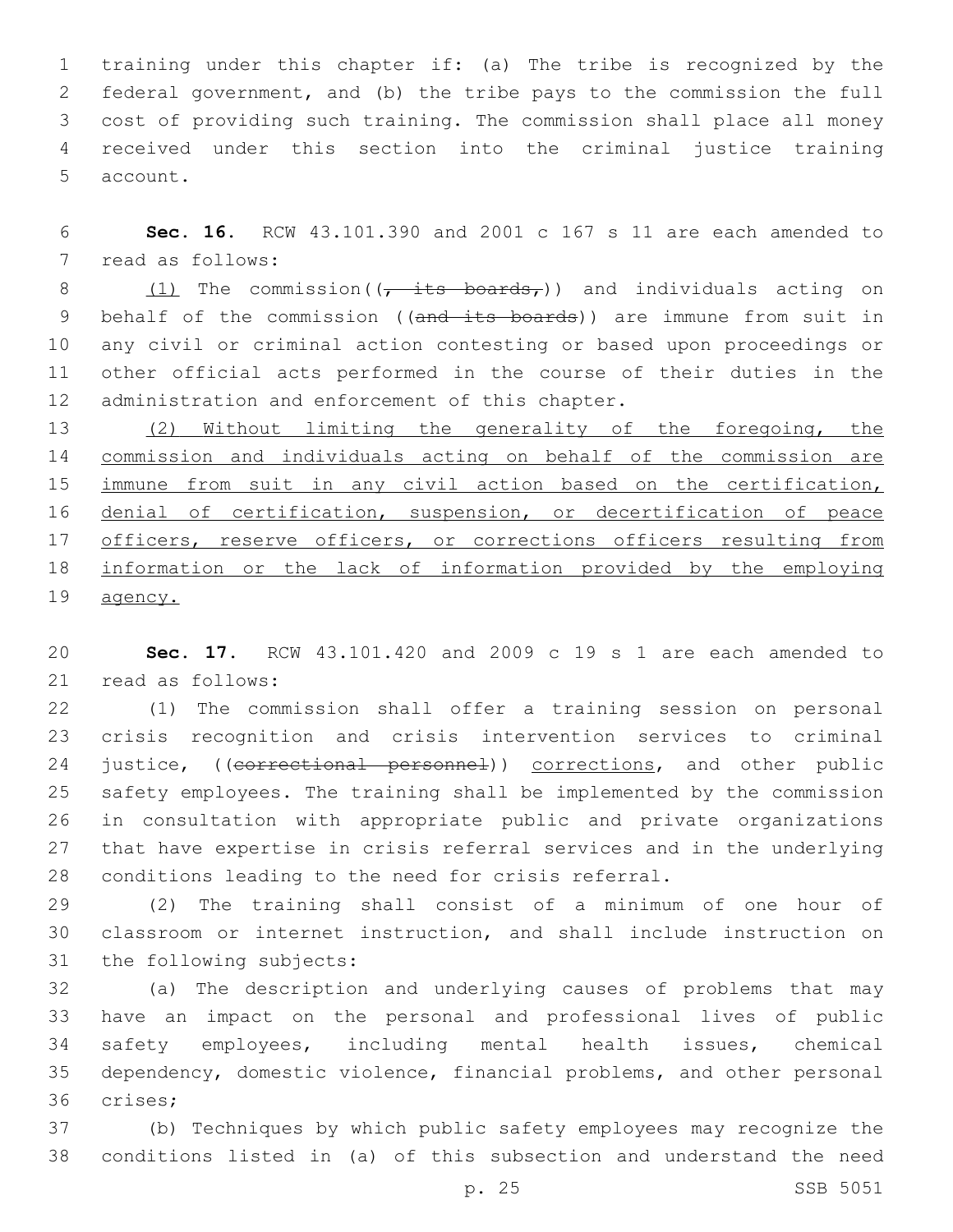training under this chapter if: (a) The tribe is recognized by the federal government, and (b) the tribe pays to the commission the full cost of providing such training. The commission shall place all money received under this section into the criminal justice training account.

**Sec. 16.** RCW 43.101.390 and 2001 c 167 s 11 are each amended to read as follows:

(1) The commission((~~, its boards,~~)) and individuals acting on behalf of the commission ((~~and its boards~~)) are immune from suit in any civil or criminal action contesting or based upon proceedings or other official acts performed in the course of their duties in the administration and enforcement of this chapter.

(2) Without limiting the generality of the foregoing, the commission and individuals acting on behalf of the commission are immune from suit in any civil action based on the certification, denial of certification, suspension, or decertification of peace officers, reserve officers, or corrections officers resulting from information or the lack of information provided by the employing agency.

**Sec. 17.** RCW 43.101.420 and 2009 c 19 s 1 are each amended to read as follows:

(1) The commission shall offer a training session on personal crisis recognition and crisis intervention services to criminal justice, ((~~correctional personnel~~)) corrections, and other public safety employees. The training shall be implemented by the commission in consultation with appropriate public and private organizations that have expertise in crisis referral services and in the underlying conditions leading to the need for crisis referral.

(2) The training shall consist of a minimum of one hour of classroom or internet instruction, and shall include instruction on the following subjects:

(a) The description and underlying causes of problems that may have an impact on the personal and professional lives of public safety employees, including mental health issues, chemical dependency, domestic violence, financial problems, and other personal crises;

(b) Techniques by which public safety employees may recognize the conditions listed in (a) of this subsection and understand the need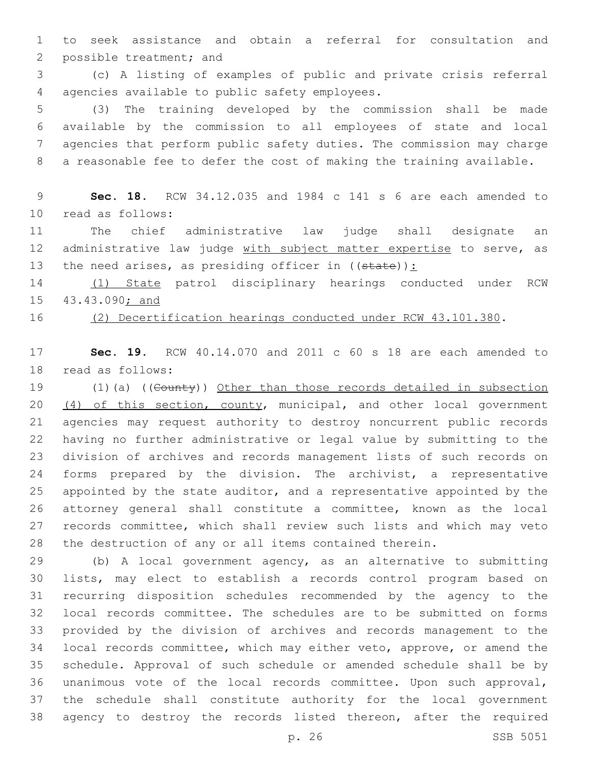to seek assistance and obtain a referral for consultation and possible treatment; and

(c) A listing of examples of public and private crisis referral agencies available to public safety employees.

(3) The training developed by the commission shall be made available by the commission to all employees of state and local agencies that perform public safety duties. The commission may charge a reasonable fee to defer the cost of making the training available.

**Sec. 18.** RCW 34.12.035 and 1984 c 141 s 6 are each amended to read as follows:

The chief administrative law judge shall designate an administrative law judge <u>with subject matter expertise</u> to serve, as the need arises, as presiding officer in ((~~state~~))<u>:</u>

<u>(1) State</u> patrol disciplinary hearings conducted under RCW 43.43.090<u>; and</u>

<u>(2) Decertification hearings conducted under RCW 43.101.380</u>.

**Sec. 19.** RCW 40.14.070 and 2011 c 60 s 18 are each amended to read as follows:

(1)(a) ((~~County~~)) <u>Other than those records detailed in subsection (4) of this section, county</u>, municipal, and other local government agencies may request authority to destroy noncurrent public records having no further administrative or legal value by submitting to the division of archives and records management lists of such records on forms prepared by the division. The archivist, a representative appointed by the state auditor, and a representative appointed by the attorney general shall constitute a committee, known as the local records committee, which shall review such lists and which may veto the destruction of any or all items contained therein.

(b) A local government agency, as an alternative to submitting lists, may elect to establish a records control program based on recurring disposition schedules recommended by the agency to the local records committee. The schedules are to be submitted on forms provided by the division of archives and records management to the local records committee, which may either veto, approve, or amend the schedule. Approval of such schedule or amended schedule shall be by unanimous vote of the local records committee. Upon such approval, the schedule shall constitute authority for the local government agency to destroy the records listed thereon, after the required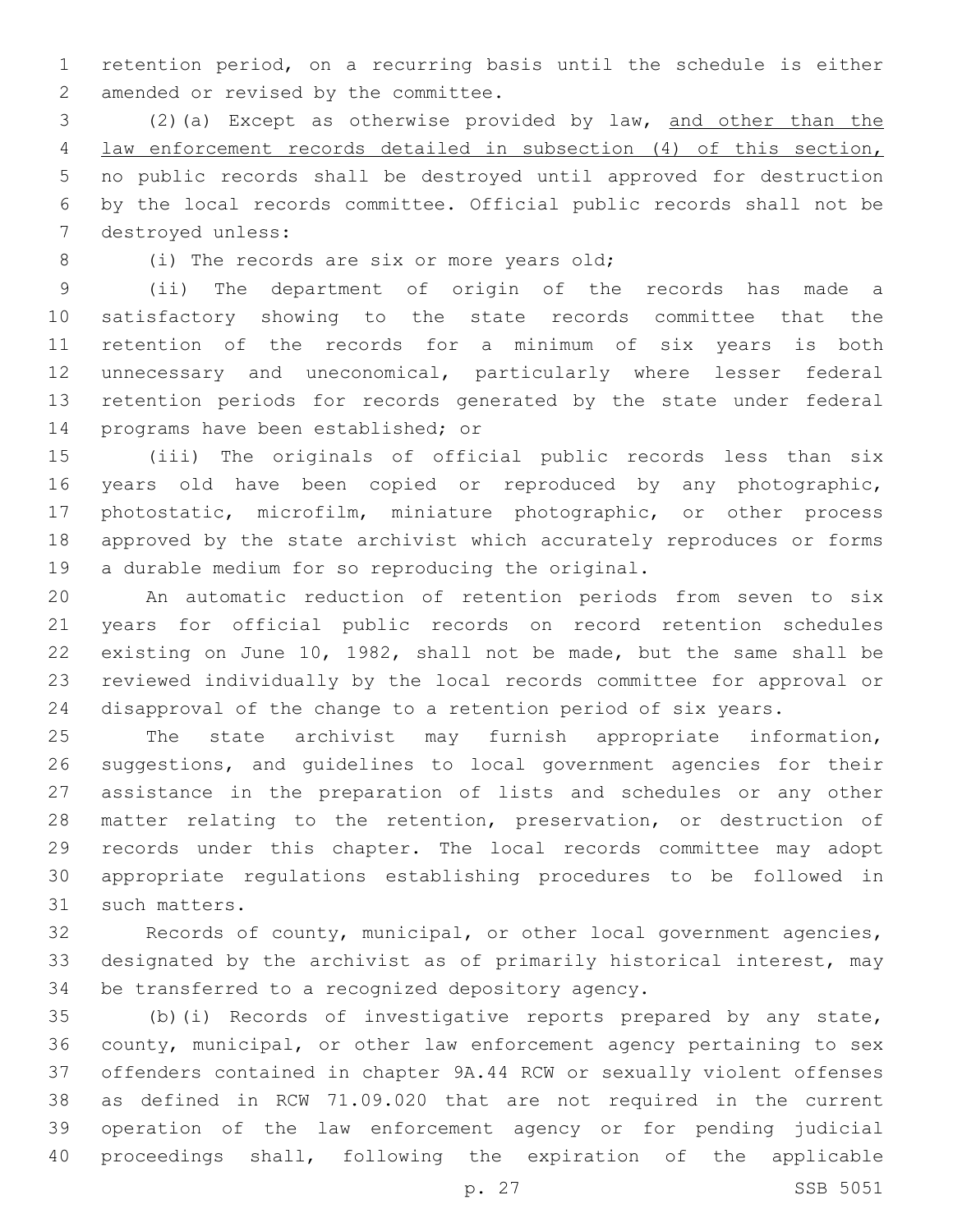retention period, on a recurring basis until the schedule is either amended or revised by the committee.

(2)(a) Except as otherwise provided by law, <u>and other than the law enforcement records detailed in subsection (4) of this section,</u> no public records shall be destroyed until approved for destruction by the local records committee. Official public records shall not be destroyed unless:

(i) The records are six or more years old;

(ii) The department of origin of the records has made a satisfactory showing to the state records committee that the retention of the records for a minimum of six years is both unnecessary and uneconomical, particularly where lesser federal retention periods for records generated by the state under federal programs have been established; or

(iii) The originals of official public records less than six years old have been copied or reproduced by any photographic, photostatic, microfilm, miniature photographic, or other process approved by the state archivist which accurately reproduces or forms a durable medium for so reproducing the original.

An automatic reduction of retention periods from seven to six years for official public records on record retention schedules existing on June 10, 1982, shall not be made, but the same shall be reviewed individually by the local records committee for approval or disapproval of the change to a retention period of six years.

The state archivist may furnish appropriate information, suggestions, and guidelines to local government agencies for their assistance in the preparation of lists and schedules or any other matter relating to the retention, preservation, or destruction of records under this chapter. The local records committee may adopt appropriate regulations establishing procedures to be followed in such matters.

Records of county, municipal, or other local government agencies, designated by the archivist as of primarily historical interest, may be transferred to a recognized depository agency.

(b)(i) Records of investigative reports prepared by any state, county, municipal, or other law enforcement agency pertaining to sex offenders contained in chapter 9A.44 RCW or sexually violent offenses as defined in RCW 71.09.020 that are not required in the current operation of the law enforcement agency or for pending judicial proceedings shall, following the expiration of the applicable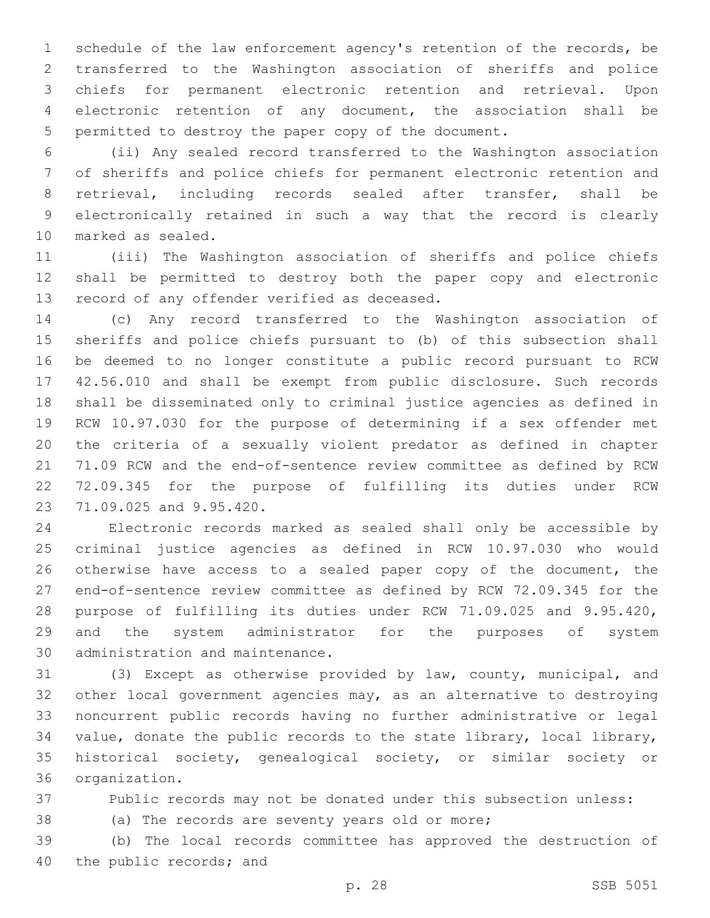schedule of the law enforcement agency's retention of the records, be transferred to the Washington association of sheriffs and police chiefs for permanent electronic retention and retrieval. Upon electronic retention of any document, the association shall be permitted to destroy the paper copy of the document.

(ii) Any sealed record transferred to the Washington association of sheriffs and police chiefs for permanent electronic retention and retrieval, including records sealed after transfer, shall be electronically retained in such a way that the record is clearly marked as sealed.

(iii) The Washington association of sheriffs and police chiefs shall be permitted to destroy both the paper copy and electronic record of any offender verified as deceased.

(c) Any record transferred to the Washington association of sheriffs and police chiefs pursuant to (b) of this subsection shall be deemed to no longer constitute a public record pursuant to RCW 42.56.010 and shall be exempt from public disclosure. Such records shall be disseminated only to criminal justice agencies as defined in RCW 10.97.030 for the purpose of determining if a sex offender met the criteria of a sexually violent predator as defined in chapter 71.09 RCW and the end-of-sentence review committee as defined by RCW 72.09.345 for the purpose of fulfilling its duties under RCW 71.09.025 and 9.95.420.

Electronic records marked as sealed shall only be accessible by criminal justice agencies as defined in RCW 10.97.030 who would otherwise have access to a sealed paper copy of the document, the end-of-sentence review committee as defined by RCW 72.09.345 for the purpose of fulfilling its duties under RCW 71.09.025 and 9.95.420, and the system administrator for the purposes of system administration and maintenance.

(3) Except as otherwise provided by law, county, municipal, and other local government agencies may, as an alternative to destroying noncurrent public records having no further administrative or legal value, donate the public records to the state library, local library, historical society, genealogical society, or similar society or organization.

Public records may not be donated under this subsection unless:

(a) The records are seventy years old or more;

(b) The local records committee has approved the destruction of the public records; and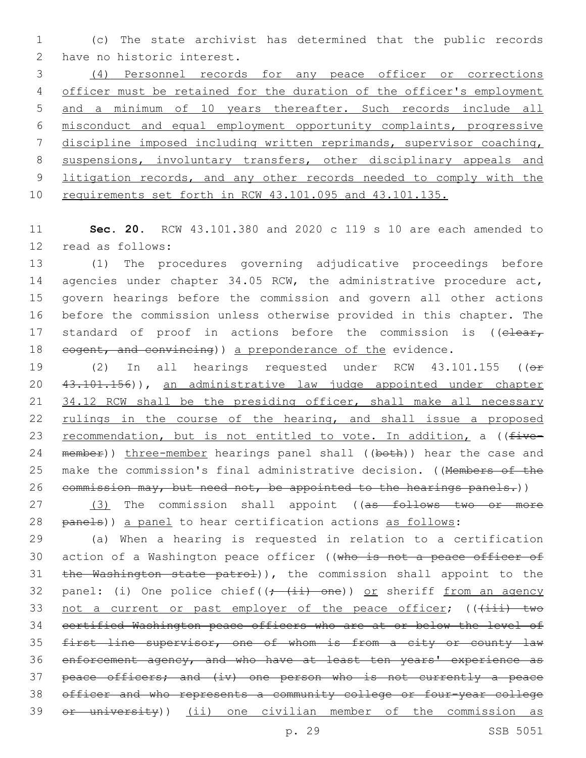(c) The state archivist has determined that the public records have no historic interest.

(4) Personnel records for any peace officer or corrections officer must be retained for the duration of the officer's employment and a minimum of 10 years thereafter. Such records include all misconduct and equal employment opportunity complaints, progressive discipline imposed including written reprimands, supervisor coaching, suspensions, involuntary transfers, other disciplinary appeals and litigation records, and any other records needed to comply with the requirements set forth in RCW 43.101.095 and 43.101.135.

**Sec. 20.** RCW 43.101.380 and 2020 c 119 s 10 are each amended to read as follows:

(1) The procedures governing adjudicative proceedings before agencies under chapter 34.05 RCW, the administrative procedure act, govern hearings before the commission and govern all other actions before the commission unless otherwise provided in this chapter. The standard of proof in actions before the commission is ((~~clear, cogent, and convincing~~)) a preponderance of the evidence.

(2) In all hearings requested under RCW 43.101.155 ((~~or 43.101.156~~)), an administrative law judge appointed under chapter 34.12 RCW shall be the presiding officer, shall make all necessary rulings in the course of the hearing, and shall issue a proposed recommendation, but is not entitled to vote. In addition, a ((~~five-member~~)) three-member hearings panel shall ((~~both~~)) hear the case and make the commission's final administrative decision. ((~~Members of the commission may, but need not, be appointed to the hearings panels.~~))

(3) The commission shall appoint ((~~as follows two or more panels~~)) a panel to hear certification actions as follows:

(a) When a hearing is requested in relation to a certification action of a Washington peace officer ((~~who is not a peace officer of the Washington state patrol~~)), the commission shall appoint to the panel: (i) One police chief((~~; (ii) one~~)) or sheriff from an agency not a current or past employer of the peace officer; ((~~(iii) two certified Washington peace officers who are at or below the level of first line supervisor, one of whom is from a city or county law enforcement agency, and who have at least ten years' experience as peace officers; and (iv) one person who is not currently a peace officer and who represents a community college or four-year college or university~~)) (ii) one civilian member of the commission as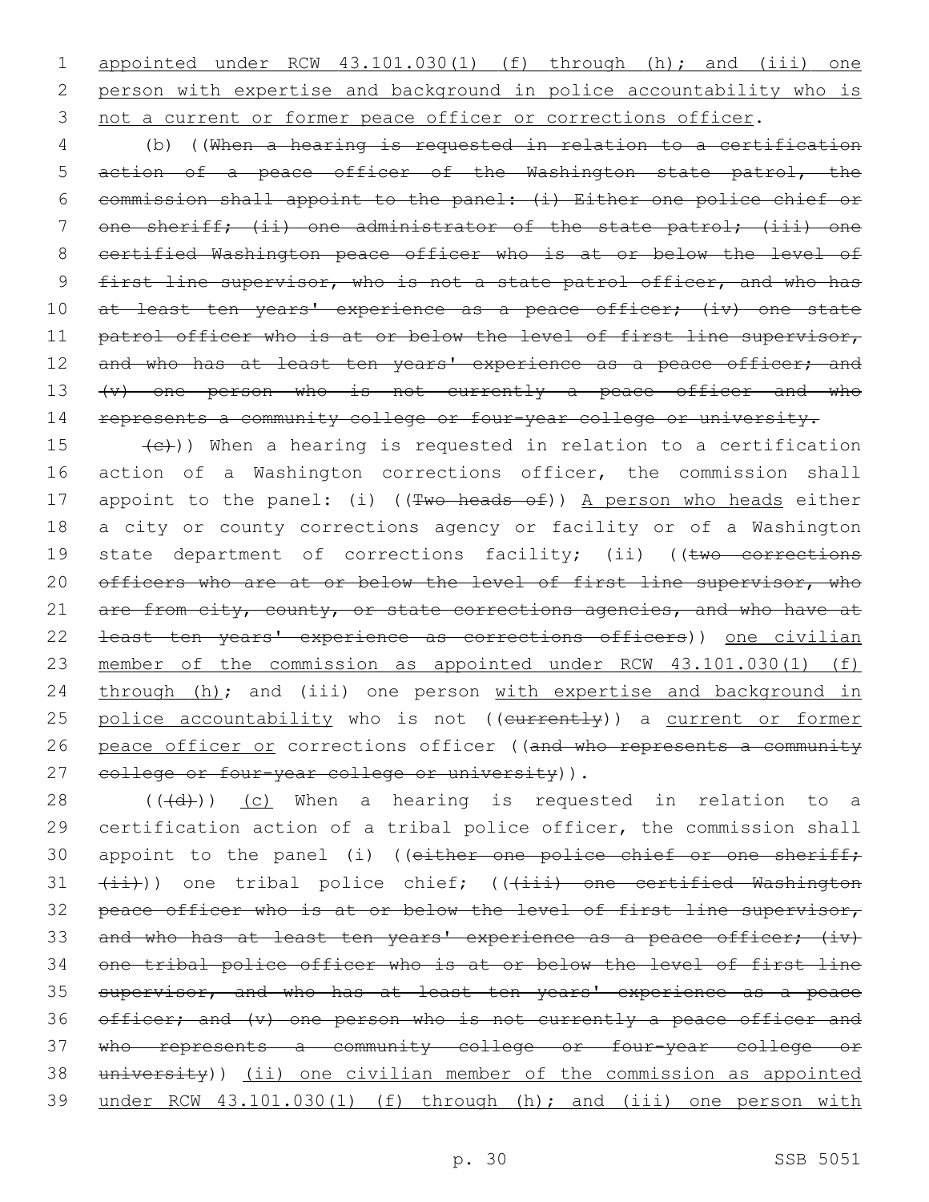appointed under RCW 43.101.030(1) (f) through (h); and (iii) one person with expertise and background in police accountability who is not a current or former peace officer or corrections officer.

(b) ((When a hearing is requested in relation to a certification action of a peace officer of the Washington state patrol, the commission shall appoint to the panel: (i) Either one police chief or one sheriff; (ii) one administrator of the state patrol; (iii) one certified Washington peace officer who is at or below the level of first line supervisor, who is not a state patrol officer, and who has at least ten years' experience as a peace officer; (iv) one state patrol officer who is at or below the level of first line supervisor, and who has at least ten years' experience as a peace officer; and (v) one person who is not currently a peace officer and who represents a community college or four-year college or university.

(c))) When a hearing is requested in relation to a certification action of a Washington corrections officer, the commission shall appoint to the panel: (i) ((Two heads of)) A person who heads either a city or county corrections agency or facility or of a Washington state department of corrections facility; (ii) ((two corrections officers who are at or below the level of first line supervisor, who are from city, county, or state corrections agencies, and who have at least ten years' experience as corrections officers)) one civilian member of the commission as appointed under RCW 43.101.030(1) (f) through (h); and (iii) one person with expertise and background in police accountability who is not ((currently)) a current or former peace officer or corrections officer ((and who represents a community college or four-year college or university)).

(((d))) (c) When a hearing is requested in relation to a certification action of a tribal police officer, the commission shall appoint to the panel (i) ((either one police chief or one sheriff; (ii))) one tribal police chief; (((iii) one certified Washington peace officer who is at or below the level of first line supervisor, and who has at least ten years' experience as a peace officer; (iv) one tribal police officer who is at or below the level of first line supervisor, and who has at least ten years' experience as a peace officer; and (v) one person who is not currently a peace officer and who represents a community college or four-year college or university)) (ii) one civilian member of the commission as appointed under RCW 43.101.030(1) (f) through (h); and (iii) one person with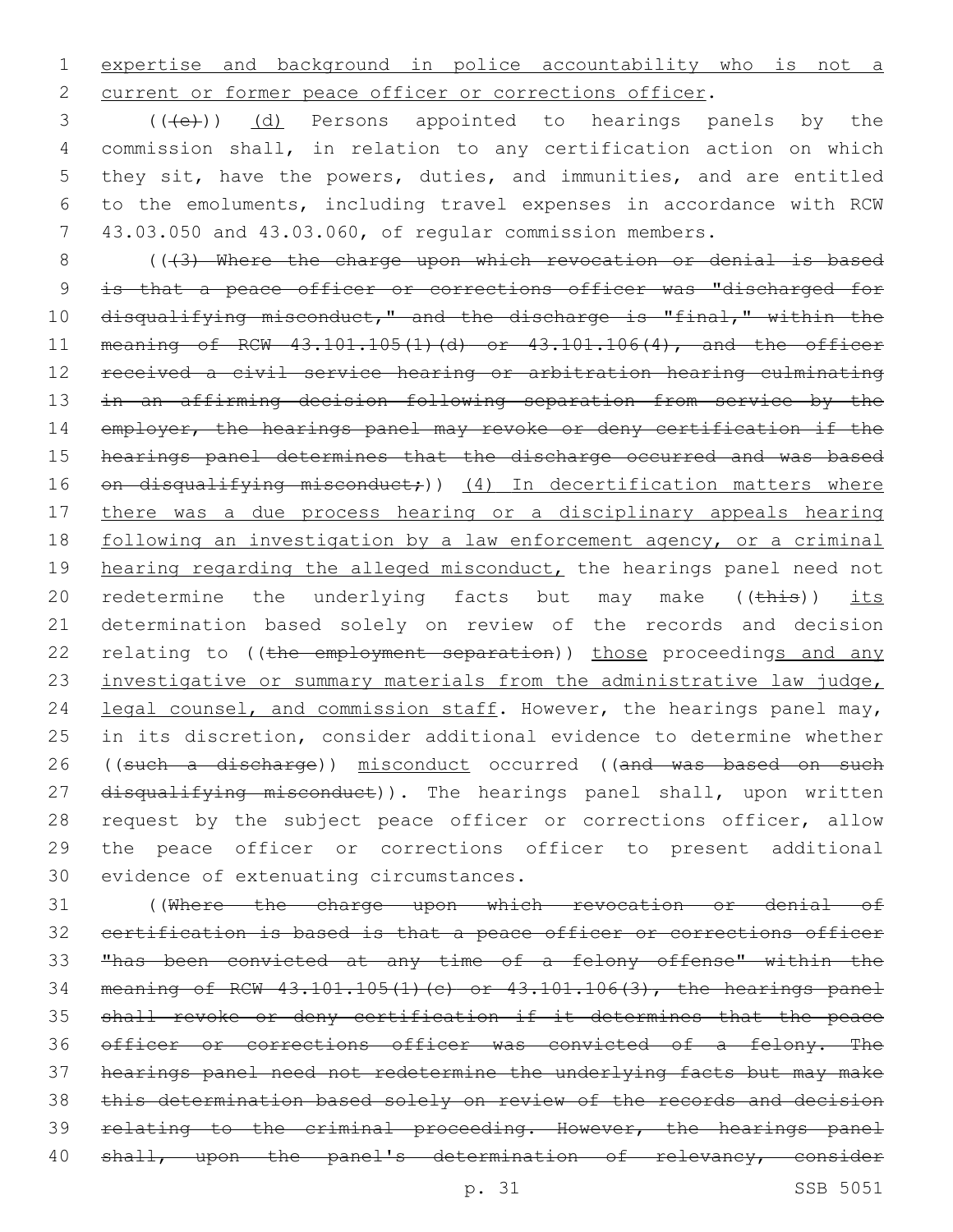expertise and background in police accountability who is not a current or former peace officer or corrections officer.

(((c))) (d) Persons appointed to hearings panels by the commission shall, in relation to any certification action on which they sit, have the powers, duties, and immunities, and are entitled to the emoluments, including travel expenses in accordance with RCW 43.03.050 and 43.03.060, of regular commission members.

(((3) Where the charge upon which revocation or denial is based is that a peace officer or corrections officer was "discharged for disqualifying misconduct," and the discharge is "final," within the meaning of RCW 43.101.105(1)(d) or 43.101.106(4), and the officer received a civil service hearing or arbitration hearing culminating in an affirming decision following separation from service by the employer, the hearings panel may revoke or deny certification if the hearings panel determines that the discharge occurred and was based on disqualifying misconduct;)) (4) In decertification matters where there was a due process hearing or a disciplinary appeals hearing following an investigation by a law enforcement agency, or a criminal hearing regarding the alleged misconduct, the hearings panel need not redetermine the underlying facts but may make ((this)) its determination based solely on review of the records and decision relating to ((the employment separation)) those proceedings and any investigative or summary materials from the administrative law judge, legal counsel, and commission staff. However, the hearings panel may, in its discretion, consider additional evidence to determine whether ((such a discharge)) misconduct occurred ((and was based on such disqualifying misconduct)). The hearings panel shall, upon written request by the subject peace officer or corrections officer, allow the peace officer or corrections officer to present additional evidence of extenuating circumstances.

((Where the charge upon which revocation or denial of certification is based is that a peace officer or corrections officer "has been convicted at any time of a felony offense" within the meaning of RCW 43.101.105(1)(c) or 43.101.106(3), the hearings panel shall revoke or deny certification if it determines that the peace officer or corrections officer was convicted of a felony. The hearings panel need not redetermine the underlying facts but may make this determination based solely on review of the records and decision relating to the criminal proceeding. However, the hearings panel shall, upon the panel's determination of relevancy, consider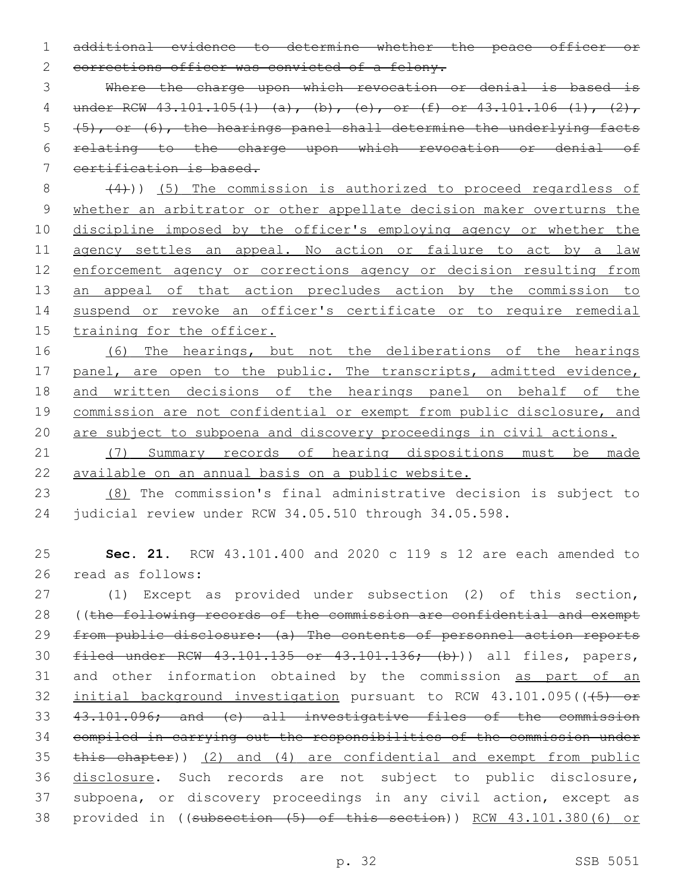~~additional evidence to determine whether the peace officer or corrections officer was convicted of a felony.~~

~~Where the charge upon which revocation or denial is based is under RCW 43.101.105(1) (a), (b), (e), or (f) or 43.101.106 (1), (2), (5), or (6), the hearings panel shall determine the underlying facts relating to the charge upon which revocation or denial of certification is based.~~

~~(4)~~)) <u>(5) The commission is authorized to proceed regardless of whether an arbitrator or other appellate decision maker overturns the discipline imposed by the officer's employing agency or whether the agency settles an appeal. No action or failure to act by a law enforcement agency or corrections agency or decision resulting from an appeal of that action precludes action by the commission to suspend or revoke an officer's certificate or to require remedial training for the officer.</u>

<u>(6) The hearings, but not the deliberations of the hearings panel, are open to the public. The transcripts, admitted evidence, and written decisions of the hearings panel on behalf of the commission are not confidential or exempt from public disclosure, and are subject to subpoena and discovery proceedings in civil actions.</u>

<u>(7) Summary records of hearing dispositions must be made available on an annual basis on a public website.</u>

<u>(8)</u> The commission's final administrative decision is subject to judicial review under RCW 34.05.510 through 34.05.598.

**Sec. 21.** RCW 43.101.400 and 2020 c 119 s 12 are each amended to read as follows:

(1) Except as provided under subsection (2) of this section, ((~~the following records of the commission are confidential and exempt from public disclosure: (a) The contents of personnel action reports filed under RCW 43.101.135 or 43.101.136; (b)~~)) all files, papers, and other information obtained by the commission <u>as part of an initial background investigation</u> pursuant to RCW 43.101.095((~~(5) or 43.101.096; and (c) all investigative files of the commission compiled in carrying out the responsibilities of the commission under this chapter~~)) <u>(2) and (4) are confidential and exempt from public disclosure</u>. Such records are not subject to public disclosure, subpoena, or discovery proceedings in any civil action, except as provided in ((~~subsection (5) of this section~~)) <u>RCW 43.101.380(6) or</u>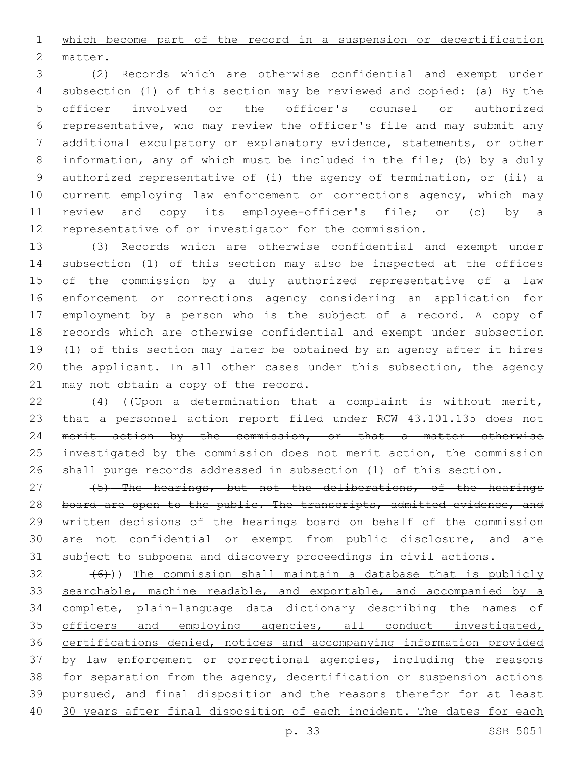which become part of the record in a suspension or decertification matter.

(2) Records which are otherwise confidential and exempt under subsection (1) of this section may be reviewed and copied: (a) By the officer involved or the officer's counsel or authorized representative, who may review the officer's file and may submit any additional exculpatory or explanatory evidence, statements, or other information, any of which must be included in the file; (b) by a duly authorized representative of (i) the agency of termination, or (ii) a current employing law enforcement or corrections agency, which may review and copy its employee-officer's file; or (c) by a representative of or investigator for the commission.

(3) Records which are otherwise confidential and exempt under subsection (1) of this section may also be inspected at the offices of the commission by a duly authorized representative of a law enforcement or corrections agency considering an application for employment by a person who is the subject of a record. A copy of records which are otherwise confidential and exempt under subsection (1) of this section may later be obtained by an agency after it hires the applicant. In all other cases under this subsection, the agency may not obtain a copy of the record.

(4) ((~~Upon a determination that a complaint is without merit, that a personnel action report filed under RCW 43.101.135 does not merit action by the commission, or that a matter otherwise investigated by the commission does not merit action, the commission shall purge records addressed in subsection (1) of this section.~~

~~(5) The hearings, but not the deliberations, of the hearings board are open to the public. The transcripts, admitted evidence, and written decisions of the hearings board on behalf of the commission are not confidential or exempt from public disclosure, and are subject to subpoena and discovery proceedings in civil actions.~~

~~(6)~~)) <u>The commission shall maintain a database that is publicly searchable, machine readable, and exportable, and accompanied by a complete, plain-language data dictionary describing the names of officers and employing agencies, all conduct investigated, certifications denied, notices and accompanying information provided by law enforcement or correctional agencies, including the reasons for separation from the agency, decertification or suspension actions pursued, and final disposition and the reasons therefor for at least 30 years after final disposition of each incident. The dates for each</u>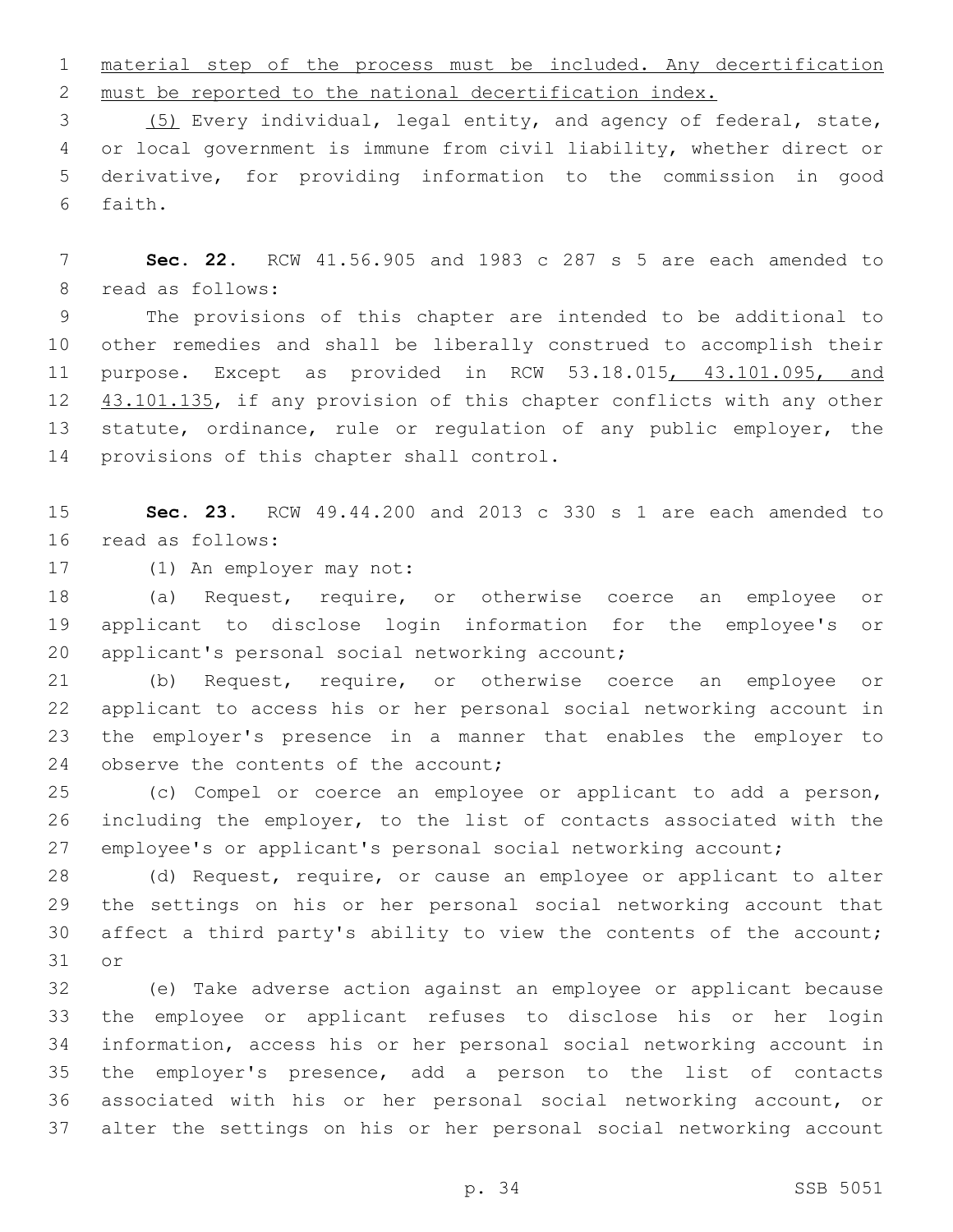material step of the process must be included. Any decertification must be reported to the national decertification index.

(5) Every individual, legal entity, and agency of federal, state, or local government is immune from civil liability, whether direct or derivative, for providing information to the commission in good faith.

**Sec. 22.** RCW 41.56.905 and 1983 c 287 s 5 are each amended to read as follows:

The provisions of this chapter are intended to be additional to other remedies and shall be liberally construed to accomplish their purpose. Except as provided in RCW 53.18.015, 43.101.095, and 43.101.135, if any provision of this chapter conflicts with any other statute, ordinance, rule or regulation of any public employer, the provisions of this chapter shall control.

**Sec. 23.** RCW 49.44.200 and 2013 c 330 s 1 are each amended to read as follows:

(1) An employer may not:

(a) Request, require, or otherwise coerce an employee or applicant to disclose login information for the employee's or applicant's personal social networking account;

(b) Request, require, or otherwise coerce an employee or applicant to access his or her personal social networking account in the employer's presence in a manner that enables the employer to observe the contents of the account;

(c) Compel or coerce an employee or applicant to add a person, including the employer, to the list of contacts associated with the employee's or applicant's personal social networking account;

(d) Request, require, or cause an employee or applicant to alter the settings on his or her personal social networking account that affect a third party's ability to view the contents of the account; or

(e) Take adverse action against an employee or applicant because the employee or applicant refuses to disclose his or her login information, access his or her personal social networking account in the employer's presence, add a person to the list of contacts associated with his or her personal social networking account, or alter the settings on his or her personal social networking account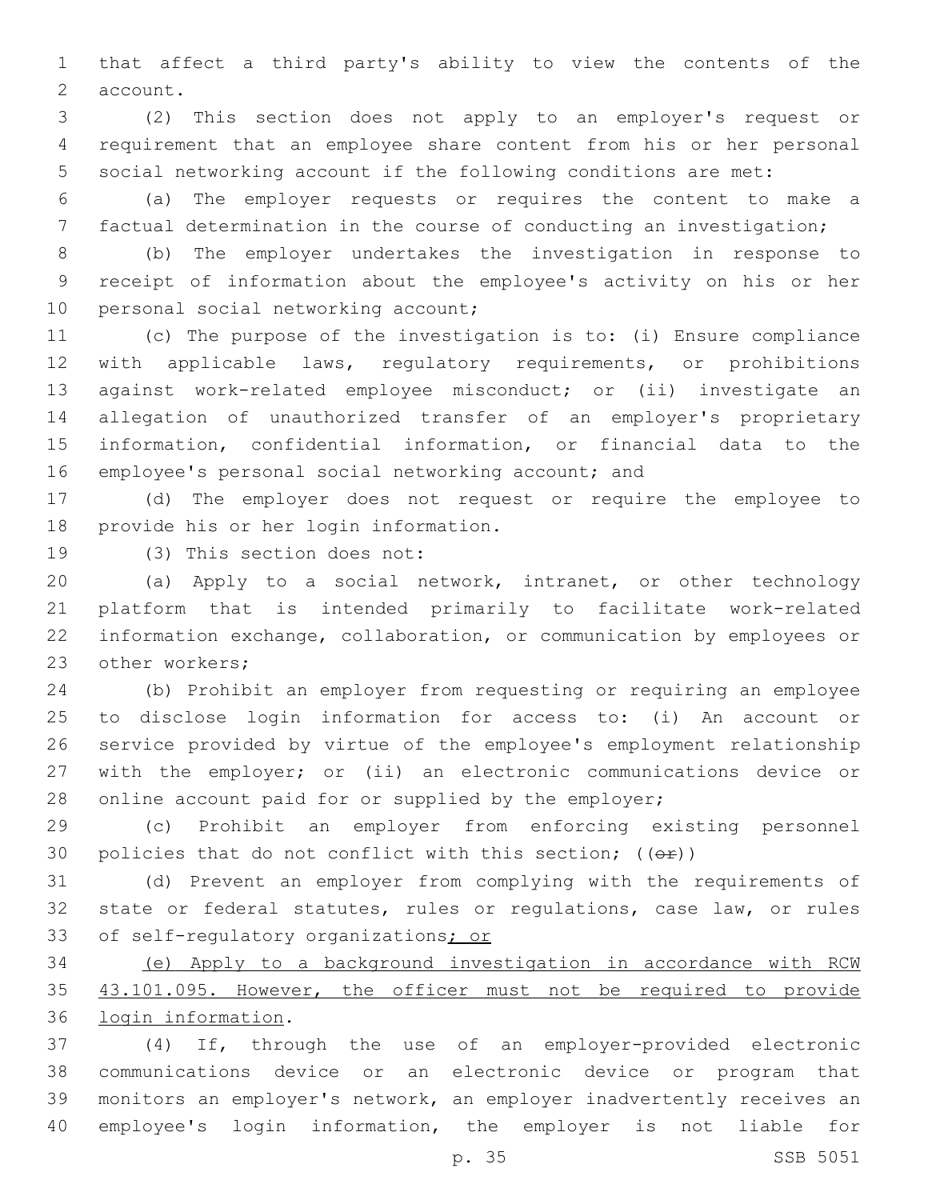that affect a third party's ability to view the contents of the account.

(2) This section does not apply to an employer's request or requirement that an employee share content from his or her personal social networking account if the following conditions are met:

(a) The employer requests or requires the content to make a factual determination in the course of conducting an investigation;

(b) The employer undertakes the investigation in response to receipt of information about the employee's activity on his or her personal social networking account;

(c) The purpose of the investigation is to: (i) Ensure compliance with applicable laws, regulatory requirements, or prohibitions against work-related employee misconduct; or (ii) investigate an allegation of unauthorized transfer of an employer's proprietary information, confidential information, or financial data to the employee's personal social networking account; and

(d) The employer does not request or require the employee to provide his or her login information.

(3) This section does not:

(a) Apply to a social network, intranet, or other technology platform that is intended primarily to facilitate work-related information exchange, collaboration, or communication by employees or other workers;

(b) Prohibit an employer from requesting or requiring an employee to disclose login information for access to: (i) An account or service provided by virtue of the employee's employment relationship with the employer; or (ii) an electronic communications device or online account paid for or supplied by the employer;

(c) Prohibit an employer from enforcing existing personnel policies that do not conflict with this section; ((~~or~~))

(d) Prevent an employer from complying with the requirements of state or federal statutes, rules or regulations, case law, or rules of self-regulatory organizations<u>; or</u>

<u>(e) Apply to a background investigation in accordance with RCW 43.101.095. However, the officer must not be required to provide login information</u>.

(4) If, through the use of an employer-provided electronic communications device or an electronic device or program that monitors an employer's network, an employer inadvertently receives an employee's login information, the employer is not liable for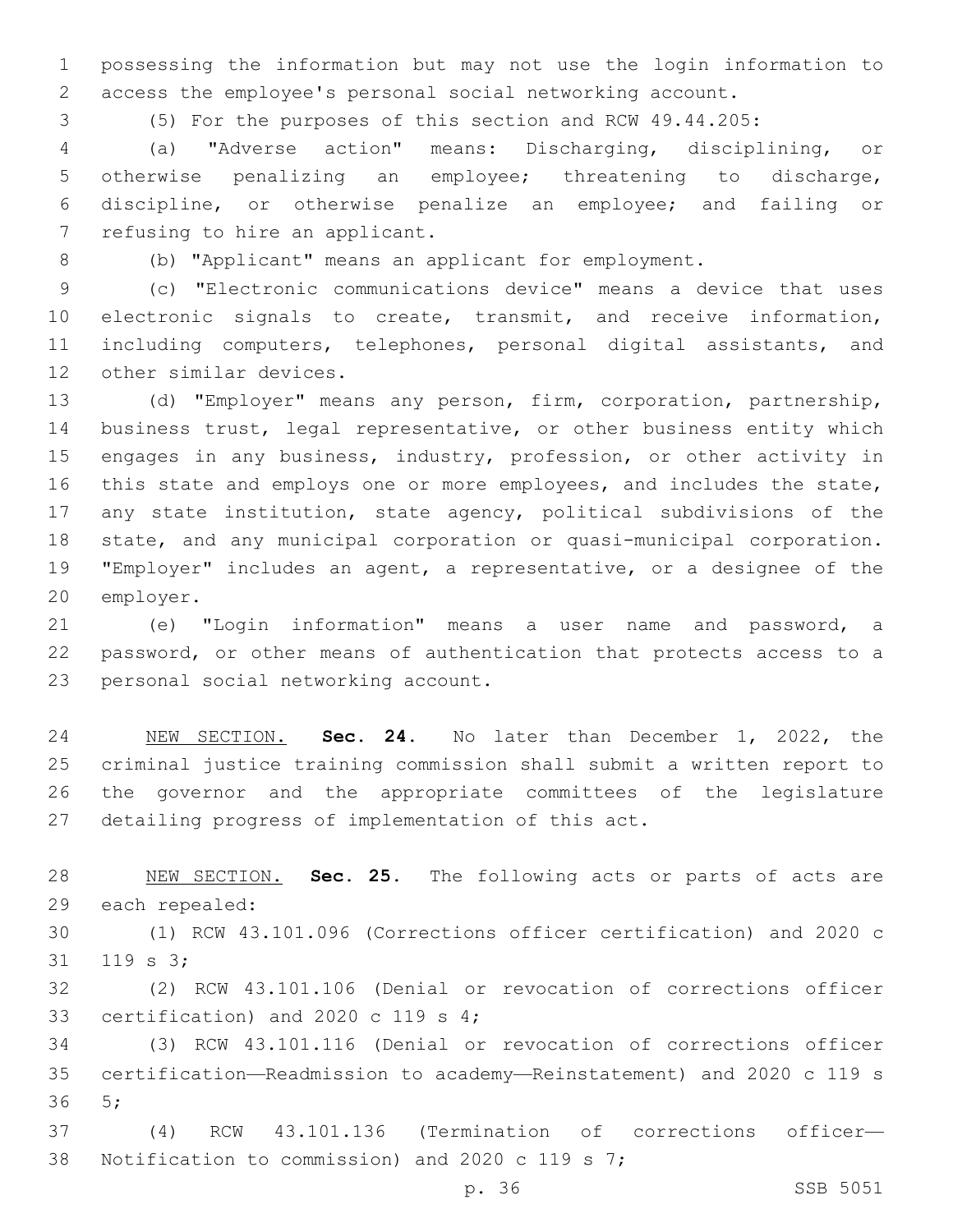possessing the information but may not use the login information to access the employee's personal social networking account.

(5) For the purposes of this section and RCW 49.44.205:

(a) "Adverse action" means: Discharging, disciplining, or otherwise penalizing an employee; threatening to discharge, discipline, or otherwise penalize an employee; and failing or refusing to hire an applicant.

(b) "Applicant" means an applicant for employment.

(c) "Electronic communications device" means a device that uses electronic signals to create, transmit, and receive information, including computers, telephones, personal digital assistants, and other similar devices.

(d) "Employer" means any person, firm, corporation, partnership, business trust, legal representative, or other business entity which engages in any business, industry, profession, or other activity in this state and employs one or more employees, and includes the state, any state institution, state agency, political subdivisions of the state, and any municipal corporation or quasi-municipal corporation. "Employer" includes an agent, a representative, or a designee of the employer.

(e) "Login information" means a user name and password, a password, or other means of authentication that protects access to a personal social networking account.

NEW SECTION. **Sec. 24.** No later than December 1, 2022, the criminal justice training commission shall submit a written report to the governor and the appropriate committees of the legislature detailing progress of implementation of this act.

NEW SECTION. **Sec. 25.** The following acts or parts of acts are each repealed:

(1) RCW 43.101.096 (Corrections officer certification) and 2020 c 119 s 3;

(2) RCW 43.101.106 (Denial or revocation of corrections officer certification) and 2020 c 119 s 4;

(3) RCW 43.101.116 (Denial or revocation of corrections officer certification—Readmission to academy—Reinstatement) and 2020 c 119 s 5;

(4) RCW 43.101.136 (Termination of corrections officer—Notification to commission) and 2020 c 119 s 7;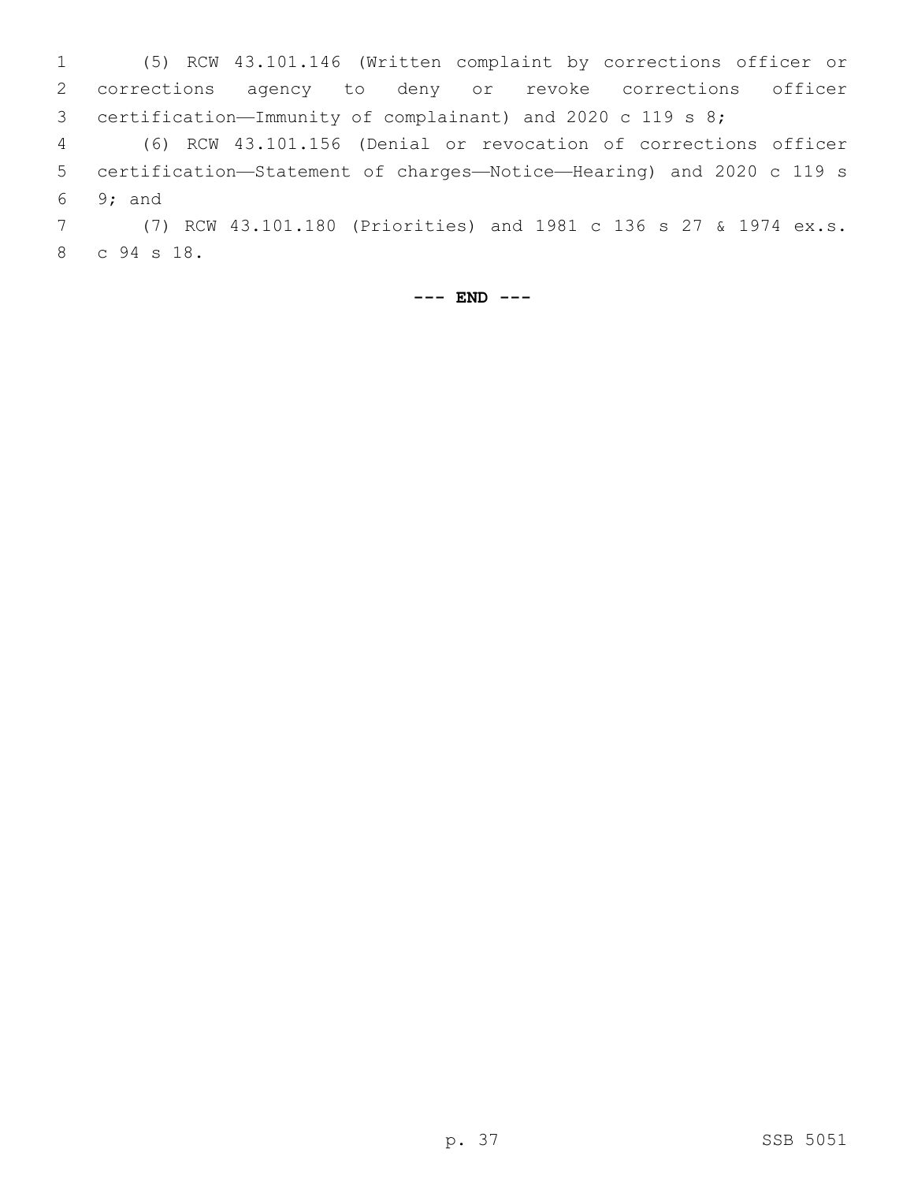(5) RCW 43.101.146 (Written complaint by corrections officer or corrections agency to deny or revoke corrections officer certification—Immunity of complainant) and 2020 c 119 s 8;

(6) RCW 43.101.156 (Denial or revocation of corrections officer certification—Statement of charges—Notice—Hearing) and 2020 c 119 s 9; and

(7) RCW 43.101.180 (Priorities) and 1981 c 136 s 27 & 1974 ex.s. c 94 s 18.

**--- END ---**